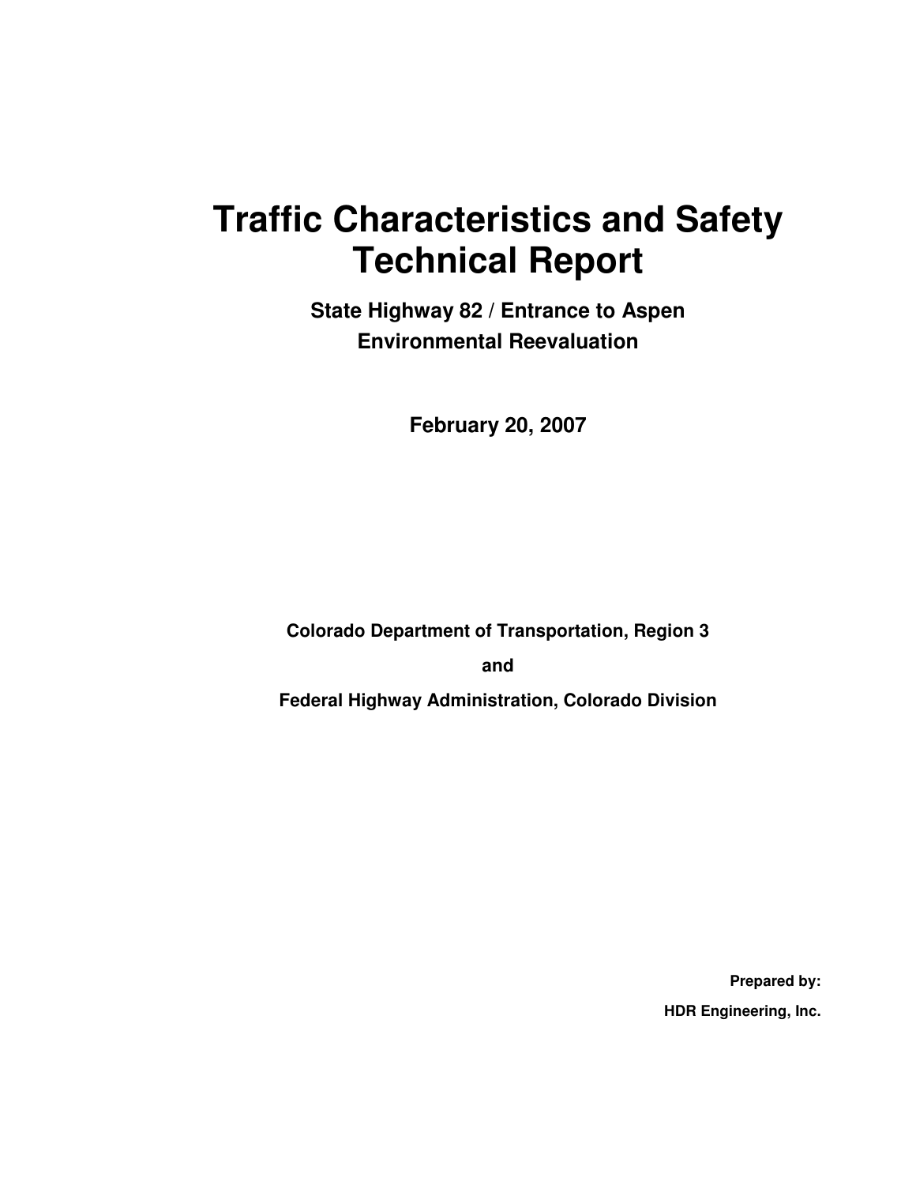# Traffic Characteristics and Safety Technical Report

**State Highway 82 / Entrance to Aspen**
**Environmental Reevaluation**

**February 20, 2007**

**Colorado Department of Transportation, Region 3**

**and**

**Federal Highway Administration, Colorado Division**

**Prepared by:**

**HDR Engineering, Inc.**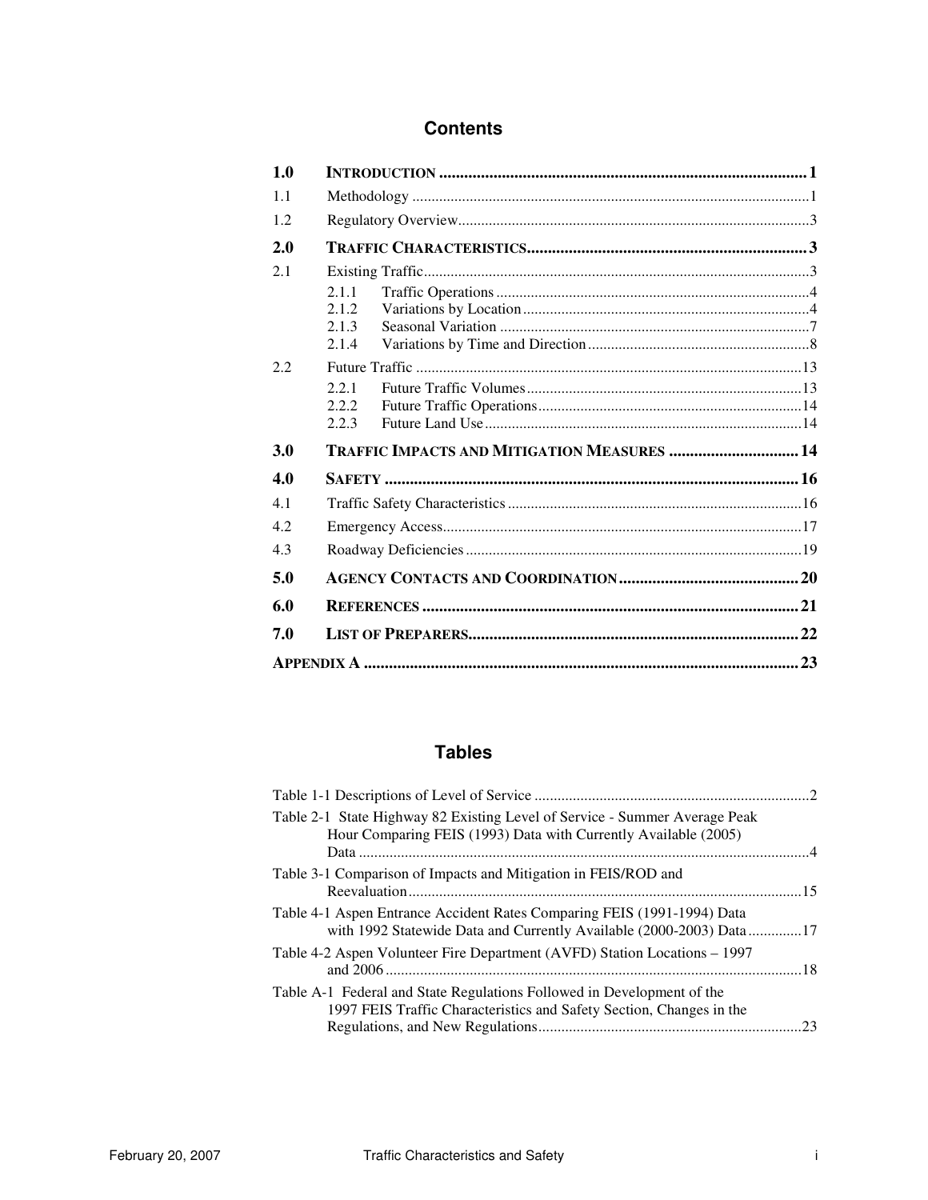# Contents

| | | |
|---|---|---|
| **1.0** | **INTRODUCTION** | **1** |
| 1.1 | Methodology | 1 |
| 1.2 | Regulatory Overview | 3 |
| **2.0** | **TRAFFIC CHARACTERISTICS** | **3** |
| 2.1 | Existing Traffic | 3 |
| | 2.1.1 Traffic Operations | 4 |
| | 2.1.2 Variations by Location | 4 |
| | 2.1.3 Seasonal Variation | 7 |
| | 2.1.4 Variations by Time and Direction | 8 |
| 2.2 | Future Traffic | 13 |
| | 2.2.1 Future Traffic Volumes | 13 |
| | 2.2.2 Future Traffic Operations | 14 |
| | 2.2.3 Future Land Use | 14 |
| **3.0** | **TRAFFIC IMPACTS AND MITIGATION MEASURES** | **14** |
| **4.0** | **SAFETY** | **16** |
| 4.1 | Traffic Safety Characteristics | 16 |
| 4.2 | Emergency Access | 17 |
| 4.3 | Roadway Deficiencies | 19 |
| **5.0** | **AGENCY CONTACTS AND COORDINATION** | **20** |
| **6.0** | **REFERENCES** | **21** |
| **7.0** | **LIST OF PREPARERS** | **22** |
| **APPENDIX A** | | **23** |

# Tables

| | |
|---|---|
| Table 1-1 Descriptions of Level of Service | 2 |
| Table 2-1 State Highway 82 Existing Level of Service - Summer Average Peak Hour Comparing FEIS (1993) Data with Currently Available (2005) Data | 4 |
| Table 3-1 Comparison of Impacts and Mitigation in FEIS/ROD and Reevaluation | 15 |
| Table 4-1 Aspen Entrance Accident Rates Comparing FEIS (1991-1994) Data with 1992 Statewide Data and Currently Available (2000-2003) Data | 17 |
| Table 4-2 Aspen Volunteer Fire Department (AVFD) Station Locations – 1997 and 2006 | 18 |
| Table A-1 Federal and State Regulations Followed in Development of the 1997 FEIS Traffic Characteristics and Safety Section, Changes in the Regulations, and New Regulations | 23 |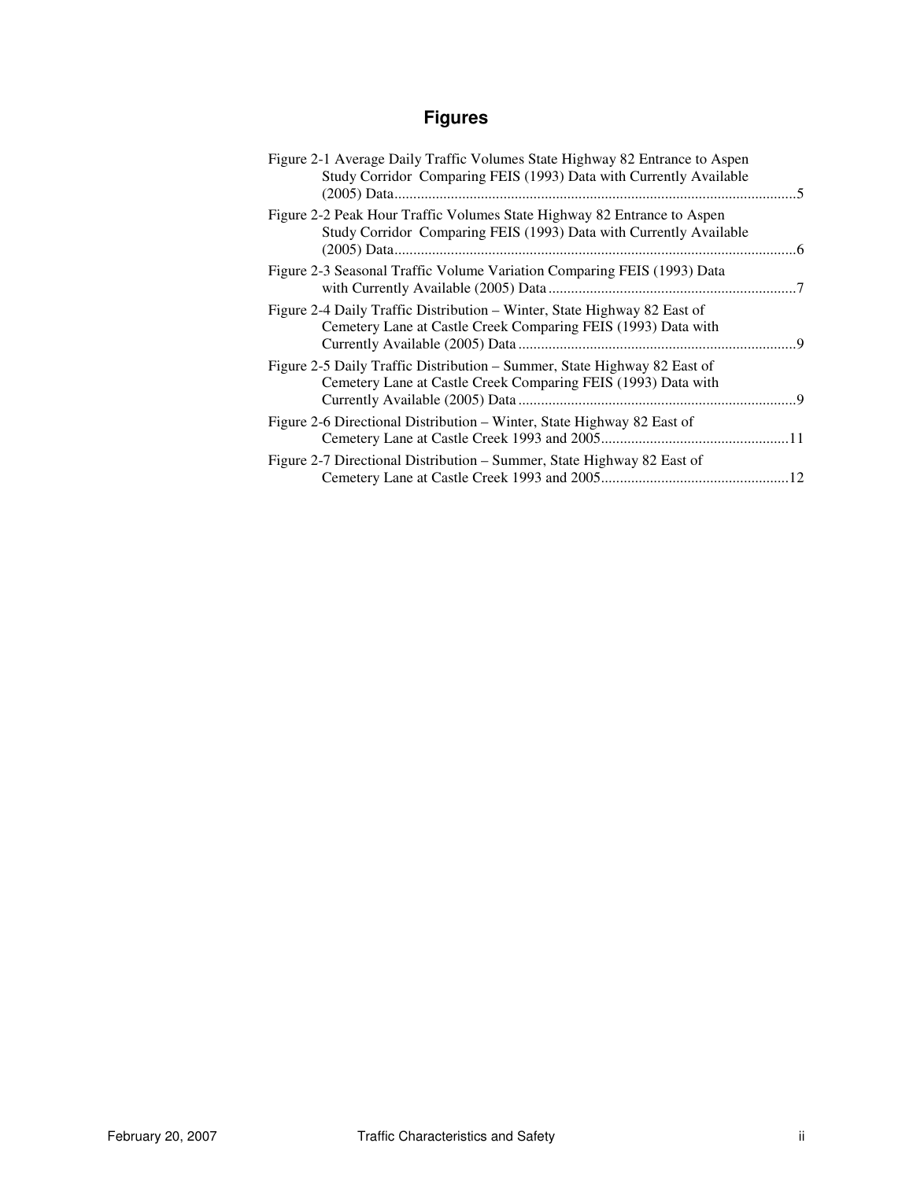# Figures

Figure 2-1 Average Daily Traffic Volumes State Highway 82 Entrance to Aspen Study Corridor Comparing FEIS (1993) Data with Currently Available (2005) Data..........................................................................................................5

Figure 2-2 Peak Hour Traffic Volumes State Highway 82 Entrance to Aspen Study Corridor Comparing FEIS (1993) Data with Currently Available (2005) Data..........................................................................................................6

Figure 2-3 Seasonal Traffic Volume Variation Comparing FEIS (1993) Data with Currently Available (2005) Data.................................................................7

Figure 2-4 Daily Traffic Distribution – Winter, State Highway 82 East of Cemetery Lane at Castle Creek Comparing FEIS (1993) Data with Currently Available (2005) Data..........................................................................9

Figure 2-5 Daily Traffic Distribution – Summer, State Highway 82 East of Cemetery Lane at Castle Creek Comparing FEIS (1993) Data with Currently Available (2005) Data..........................................................................9

Figure 2-6 Directional Distribution – Winter, State Highway 82 East of Cemetery Lane at Castle Creek 1993 and 2005.................................................11

Figure 2-7 Directional Distribution – Summer, State Highway 82 East of Cemetery Lane at Castle Creek 1993 and 2005.................................................12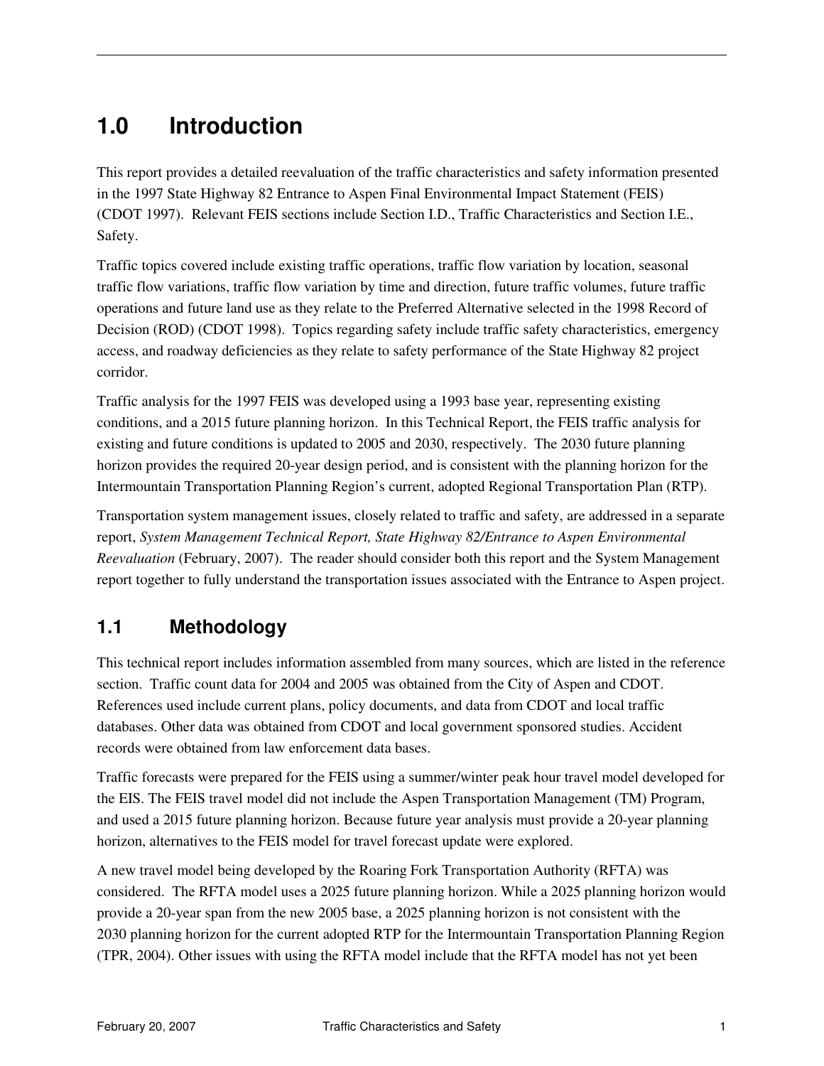# 1.0 Introduction

This report provides a detailed reevaluation of the traffic characteristics and safety information presented in the 1997 State Highway 82 Entrance to Aspen Final Environmental Impact Statement (FEIS) (CDOT 1997). Relevant FEIS sections include Section I.D., Traffic Characteristics and Section I.E., Safety.

Traffic topics covered include existing traffic operations, traffic flow variation by location, seasonal traffic flow variations, traffic flow variation by time and direction, future traffic volumes, future traffic operations and future land use as they relate to the Preferred Alternative selected in the 1998 Record of Decision (ROD) (CDOT 1998). Topics regarding safety include traffic safety characteristics, emergency access, and roadway deficiencies as they relate to safety performance of the State Highway 82 project corridor.

Traffic analysis for the 1997 FEIS was developed using a 1993 base year, representing existing conditions, and a 2015 future planning horizon. In this Technical Report, the FEIS traffic analysis for existing and future conditions is updated to 2005 and 2030, respectively. The 2030 future planning horizon provides the required 20-year design period, and is consistent with the planning horizon for the Intermountain Transportation Planning Region's current, adopted Regional Transportation Plan (RTP).

Transportation system management issues, closely related to traffic and safety, are addressed in a separate report, *System Management Technical Report, State Highway 82/Entrance to Aspen Environmental Reevaluation* (February, 2007). The reader should consider both this report and the System Management report together to fully understand the transportation issues associated with the Entrance to Aspen project.

## 1.1 Methodology

This technical report includes information assembled from many sources, which are listed in the reference section. Traffic count data for 2004 and 2005 was obtained from the City of Aspen and CDOT. References used include current plans, policy documents, and data from CDOT and local traffic databases. Other data was obtained from CDOT and local government sponsored studies. Accident records were obtained from law enforcement data bases.

Traffic forecasts were prepared for the FEIS using a summer/winter peak hour travel model developed for the EIS. The FEIS travel model did not include the Aspen Transportation Management (TM) Program, and used a 2015 future planning horizon. Because future year analysis must provide a 20-year planning horizon, alternatives to the FEIS model for travel forecast update were explored.

A new travel model being developed by the Roaring Fork Transportation Authority (RFTA) was considered. The RFTA model uses a 2025 future planning horizon. While a 2025 planning horizon would provide a 20-year span from the new 2005 base, a 2025 planning horizon is not consistent with the 2030 planning horizon for the current adopted RTP for the Intermountain Transportation Planning Region (TPR, 2004). Other issues with using the RFTA model include that the RFTA model has not yet been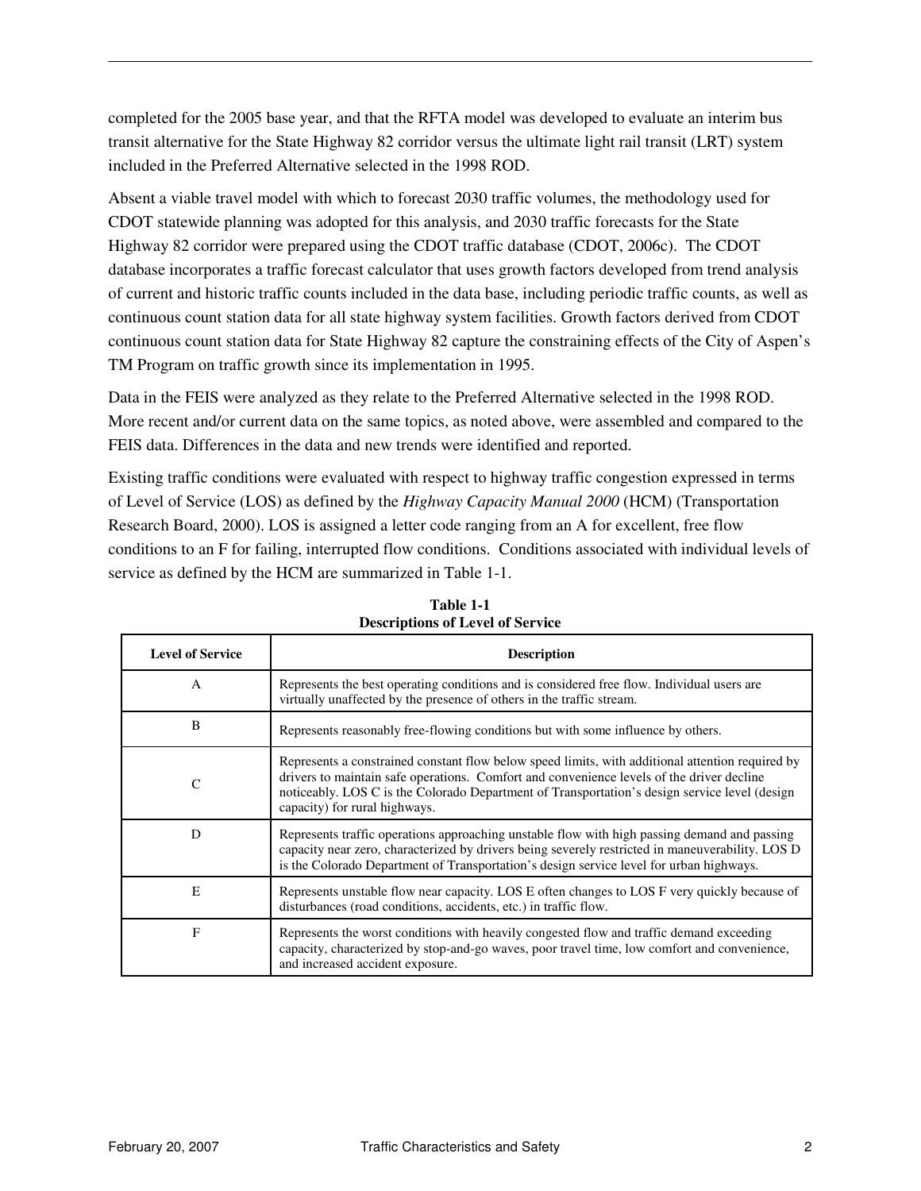completed for the 2005 base year, and that the RFTA model was developed to evaluate an interim bus transit alternative for the State Highway 82 corridor versus the ultimate light rail transit (LRT) system included in the Preferred Alternative selected in the 1998 ROD.

Absent a viable travel model with which to forecast 2030 traffic volumes, the methodology used for CDOT statewide planning was adopted for this analysis, and 2030 traffic forecasts for the State Highway 82 corridor were prepared using the CDOT traffic database (CDOT, 2006c). The CDOT database incorporates a traffic forecast calculator that uses growth factors developed from trend analysis of current and historic traffic counts included in the data base, including periodic traffic counts, as well as continuous count station data for all state highway system facilities. Growth factors derived from CDOT continuous count station data for State Highway 82 capture the constraining effects of the City of Aspen's TM Program on traffic growth since its implementation in 1995.

Data in the FEIS were analyzed as they relate to the Preferred Alternative selected in the 1998 ROD. More recent and/or current data on the same topics, as noted above, were assembled and compared to the FEIS data. Differences in the data and new trends were identified and reported.

Existing traffic conditions were evaluated with respect to highway traffic congestion expressed in terms of Level of Service (LOS) as defined by the *Highway Capacity Manual 2000* (HCM) (Transportation Research Board, 2000). LOS is assigned a letter code ranging from an A for excellent, free flow conditions to an F for failing, interrupted flow conditions. Conditions associated with individual levels of service as defined by the HCM are summarized in Table 1-1.

**Table 1-1**
**Descriptions of Level of Service**

| Level of Service | Description |
|---|---|
| A | Represents the best operating conditions and is considered free flow. Individual users are virtually unaffected by the presence of others in the traffic stream. |
| B | Represents reasonably free-flowing conditions but with some influence by others. |
| C | Represents a constrained constant flow below speed limits, with additional attention required by drivers to maintain safe operations. Comfort and convenience levels of the driver decline noticeably. LOS C is the Colorado Department of Transportation's design service level (design capacity) for rural highways. |
| D | Represents traffic operations approaching unstable flow with high passing demand and passing capacity near zero, characterized by drivers being severely restricted in maneuverability. LOS D is the Colorado Department of Transportation's design service level for urban highways. |
| E | Represents unstable flow near capacity. LOS E often changes to LOS F very quickly because of disturbances (road conditions, accidents, etc.) in traffic flow. |
| F | Represents the worst conditions with heavily congested flow and traffic demand exceeding capacity, characterized by stop-and-go waves, poor travel time, low comfort and convenience, and increased accident exposure. |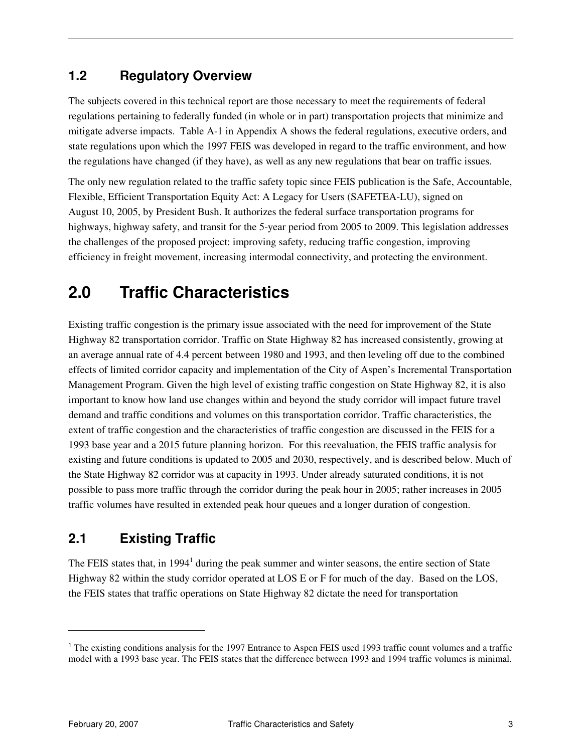## 1.2 Regulatory Overview

The subjects covered in this technical report are those necessary to meet the requirements of federal regulations pertaining to federally funded (in whole or in part) transportation projects that minimize and mitigate adverse impacts. Table A-1 in Appendix A shows the federal regulations, executive orders, and state regulations upon which the 1997 FEIS was developed in regard to the traffic environment, and how the regulations have changed (if they have), as well as any new regulations that bear on traffic issues.

The only new regulation related to the traffic safety topic since FEIS publication is the Safe, Accountable, Flexible, Efficient Transportation Equity Act: A Legacy for Users (SAFETEA-LU), signed on August 10, 2005, by President Bush. It authorizes the federal surface transportation programs for highways, highway safety, and transit for the 5-year period from 2005 to 2009. This legislation addresses the challenges of the proposed project: improving safety, reducing traffic congestion, improving efficiency in freight movement, increasing intermodal connectivity, and protecting the environment.

# 2.0 Traffic Characteristics

Existing traffic congestion is the primary issue associated with the need for improvement of the State Highway 82 transportation corridor. Traffic on State Highway 82 has increased consistently, growing at an average annual rate of 4.4 percent between 1980 and 1993, and then leveling off due to the combined effects of limited corridor capacity and implementation of the City of Aspen's Incremental Transportation Management Program. Given the high level of existing traffic congestion on State Highway 82, it is also important to know how land use changes within and beyond the study corridor will impact future travel demand and traffic conditions and volumes on this transportation corridor. Traffic characteristics, the extent of traffic congestion and the characteristics of traffic congestion are discussed in the FEIS for a 1993 base year and a 2015 future planning horizon. For this reevaluation, the FEIS traffic analysis for existing and future conditions is updated to 2005 and 2030, respectively, and is described below. Much of the State Highway 82 corridor was at capacity in 1993. Under already saturated conditions, it is not possible to pass more traffic through the corridor during the peak hour in 2005; rather increases in 2005 traffic volumes have resulted in extended peak hour queues and a longer duration of congestion.

## 2.1 Existing Traffic

The FEIS states that, in 1994[1] during the peak summer and winter seasons, the entire section of State Highway 82 within the study corridor operated at LOS E or F for much of the day. Based on the LOS, the FEIS states that traffic operations on State Highway 82 dictate the need for transportation

[1] The existing conditions analysis for the 1997 Entrance to Aspen FEIS used 1993 traffic count volumes and a traffic model with a 1993 base year. The FEIS states that the difference between 1993 and 1994 traffic volumes is minimal.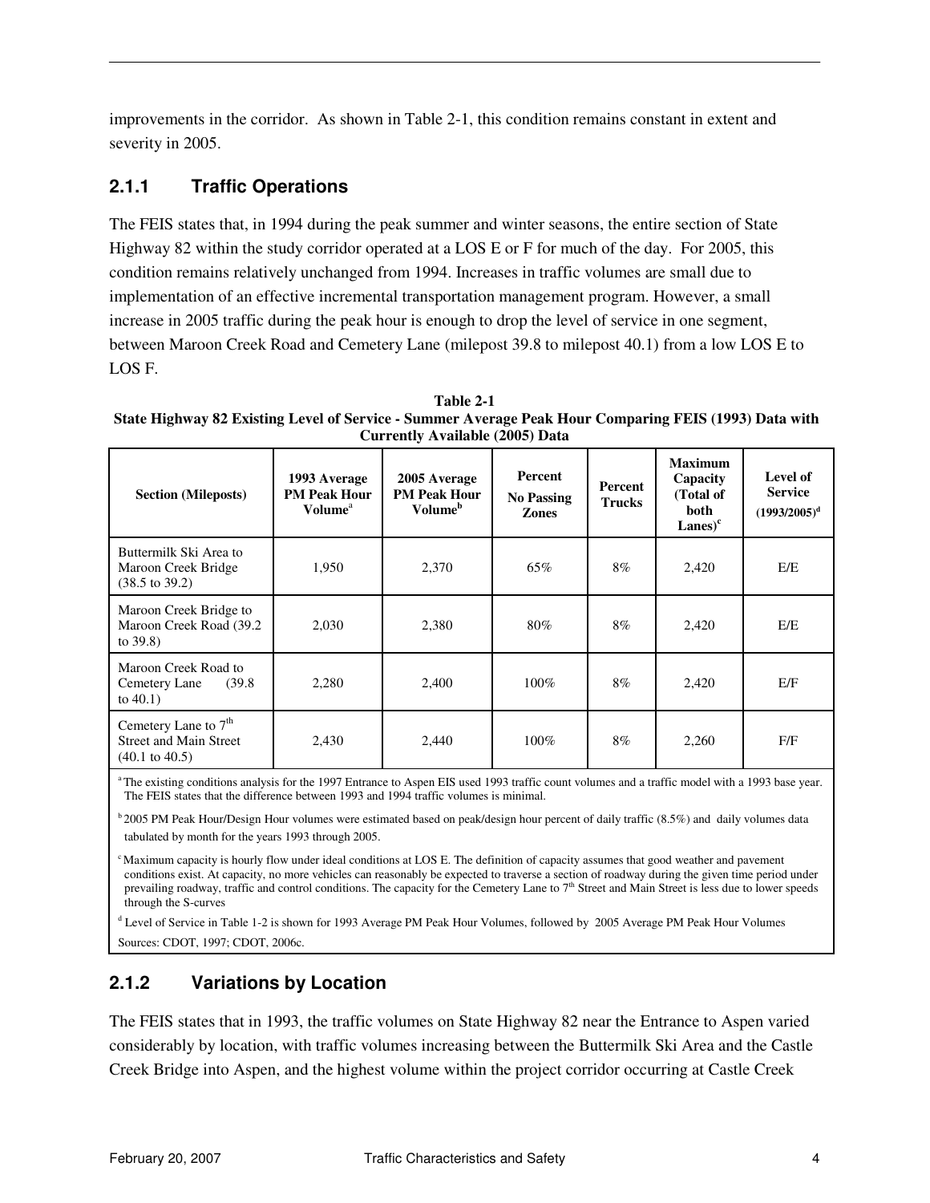improvements in the corridor. As shown in Table 2-1, this condition remains constant in extent and severity in 2005.

### 2.1.1 Traffic Operations

The FEIS states that, in 1994 during the peak summer and winter seasons, the entire section of State Highway 82 within the study corridor operated at a LOS E or F for much of the day. For 2005, this condition remains relatively unchanged from 1994. Increases in traffic volumes are small due to implementation of an effective incremental transportation management program. However, a small increase in 2005 traffic during the peak hour is enough to drop the level of service in one segment, between Maroon Creek Road and Cemetery Lane (milepost 39.8 to milepost 40.1) from a low LOS E to LOS F.

**Table 2-1**
**State Highway 82 Existing Level of Service - Summer Average Peak Hour Comparing FEIS (1993) Data with Currently Available (2005) Data**

| Section (Mileposts) | 1993 Average PM Peak Hour Volume[a] | 2005 Average PM Peak Hour Volume[b] | Percent No Passing Zones | Percent Trucks | Maximum Capacity (Total of both Lanes)[c] | Level of Service (1993/2005)[d] |
|---|---|---|---|---|---|---|
| Buttermilk Ski Area to Maroon Creek Bridge (38.5 to 39.2) | 1,950 | 2,370 | 65% | 8% | 2,420 | E/E |
| Maroon Creek Bridge to Maroon Creek Road (39.2 to 39.8) | 2,030 | 2,380 | 80% | 8% | 2,420 | E/E |
| Maroon Creek Road to Cemetery Lane (39.8 to 40.1) | 2,280 | 2,400 | 100% | 8% | 2,420 | E/F |
| Cemetery Lane to 7th Street and Main Street (40.1 to 40.5) | 2,430 | 2,440 | 100% | 8% | 2,260 | F/F |

[a] The existing conditions analysis for the 1997 Entrance to Aspen EIS used 1993 traffic count volumes and a traffic model with a 1993 base year. The FEIS states that the difference between 1993 and 1994 traffic volumes is minimal.

[b] 2005 PM Peak Hour/Design Hour volumes were estimated based on peak/design hour percent of daily traffic (8.5%) and daily volumes data tabulated by month for the years 1993 through 2005.

[c] Maximum capacity is hourly flow under ideal conditions at LOS E. The definition of capacity assumes that good weather and pavement conditions exist. At capacity, no more vehicles can reasonably be expected to traverse a section of roadway during the given time period under prevailing roadway, traffic and control conditions. The capacity for the Cemetery Lane to 7th Street and Main Street is less due to lower speeds through the S-curves

[d] Level of Service in Table 1-2 is shown for 1993 Average PM Peak Hour Volumes, followed by 2005 Average PM Peak Hour Volumes

Sources: CDOT, 1997; CDOT, 2006c.

### 2.1.2 Variations by Location

The FEIS states that in 1993, the traffic volumes on State Highway 82 near the Entrance to Aspen varied considerably by location, with traffic volumes increasing between the Buttermilk Ski Area and the Castle Creek Bridge into Aspen, and the highest volume within the project corridor occurring at Castle Creek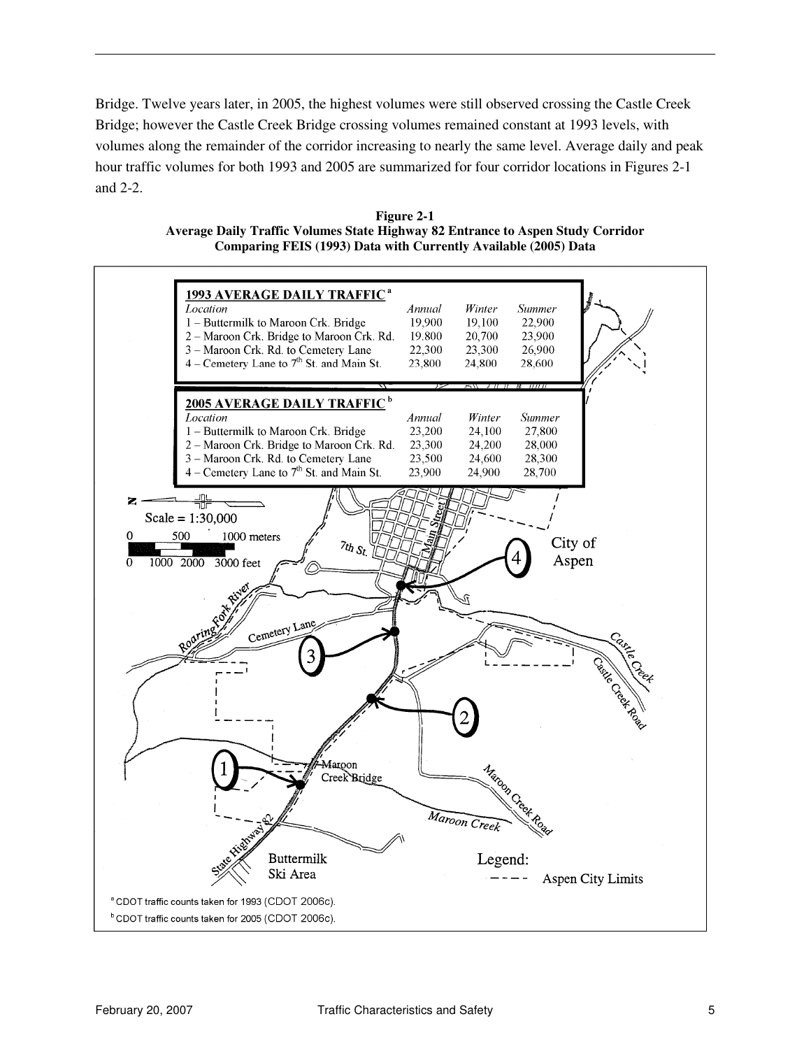Bridge. Twelve years later, in 2005, the highest volumes were still observed crossing the Castle Creek Bridge; however the Castle Creek Bridge crossing volumes remained constant at 1993 levels, with volumes along the remainder of the corridor increasing to nearly the same level. Average daily and peak hour traffic volumes for both 1993 and 2005 are summarized for four corridor locations in Figures 2-1 and 2-2.

**Figure 2-1**
**Average Daily Traffic Volumes State Highway 82 Entrance to Aspen Study Corridor Comparing FEIS (1993) Data with Currently Available (2005) Data**

**1993 AVERAGE DAILY TRAFFIC** [a]

| *Location* | *Annual* | *Winter* | *Summer* |
|---|---|---|---|
| 1 – Buttermilk to Maroon Crk. Bridge | 19,900 | 19,100 | 22,900 |
| 2 – Maroon Crk. Bridge to Maroon Crk. Rd. | 19,800 | 20,700 | 23,900 |
| 3 – Maroon Crk. Rd. to Cemetery Lane | 22,300 | 23,300 | 26,900 |
| 4 – Cemetery Lane to 7th St. and Main St. | 23,800 | 24,800 | 28,600 |

**2005 AVERAGE DAILY TRAFFIC** [b]

| *Location* | *Annual* | *Winter* | *Summer* |
|---|---|---|---|
| 1 – Buttermilk to Maroon Crk. Bridge | 23,200 | 24,100 | 27,800 |
| 2 – Maroon Crk. Bridge to Maroon Crk. Rd. | 23,300 | 24,200 | 28,000 |
| 3 – Maroon Crk. Rd. to Cemetery Lane | 23,500 | 24,600 | 28,300 |
| 4 – Cemetery Lane to 7th St. and Main St. | 23,900 | 24,900 | 28,700 |

N

Scale = 1:30,000

0 500 1000 meters

0 1000 2000 3000 feet

Main Street

7th St.

City of Aspen

4

Roaring Fork River

Cemetery Lane

3

Castle Creek

Castle Creek Road

2

1

Maroon Creek Bridge

Maroon Creek Road

Maroon Creek

State Highway 82

Buttermilk Ski Area

Legend:

---- Aspen City Limits

[a] CDOT traffic counts taken for 1993 (CDOT 2006c).

[b] CDOT traffic counts taken for 2005 (CDOT 2006c).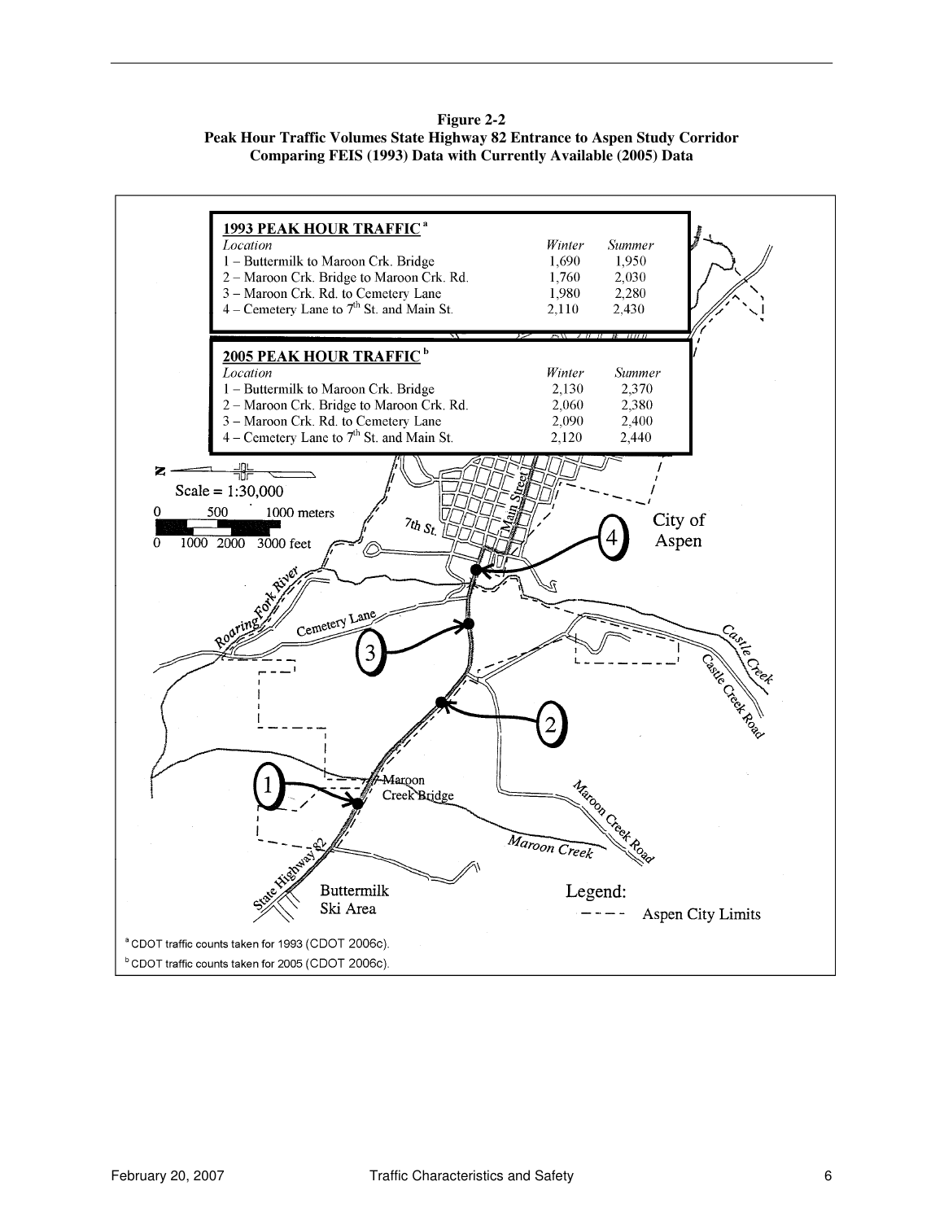**Figure 2-2**
**Peak Hour Traffic Volumes State Highway 82 Entrance to Aspen Study Corridor**
**Comparing FEIS (1993) Data with Currently Available (2005) Data**

**1993 PEAK HOUR TRAFFIC** [a]

| Location | Winter | Summer |
| --- | --- | --- |
| 1 – Buttermilk to Maroon Crk. Bridge | 1,690 | 1,950 |
| 2 – Maroon Crk. Bridge to Maroon Crk. Rd. | 1,760 | 2,030 |
| 3 – Maroon Crk. Rd. to Cemetery Lane | 1,980 | 2,280 |
| 4 – Cemetery Lane to 7th St. and Main St. | 2,110 | 2,430 |

**2005 PEAK HOUR TRAFFIC** [b]

| Location | Winter | Summer |
| --- | --- | --- |
| 1 – Buttermilk to Maroon Crk. Bridge | 2,130 | 2,370 |
| 2 – Maroon Crk. Bridge to Maroon Crk. Rd. | 2,060 | 2,380 |
| 3 – Maroon Crk. Rd. to Cemetery Lane | 2,090 | 2,400 |
| 4 – Cemetery Lane to 7th St. and Main St. | 2,120 | 2,440 |

N

Scale = 1:30,000

0 500 1000 meters

0 1000 2000 3000 feet

7th St.

Main Street

City of Aspen

4

Roaring Fork River

Cemetery Lane

3

Castle Creek

Castle Creek Road

2

1

Maroon Creek Bridge

Maroon Creek Road

Maroon Creek

State Highway 82

Buttermilk Ski Area

Legend:

- - - - Aspen City Limits

[a] CDOT traffic counts taken for 1993 (CDOT 2006c).

[b] CDOT traffic counts taken for 2005 (CDOT 2006c).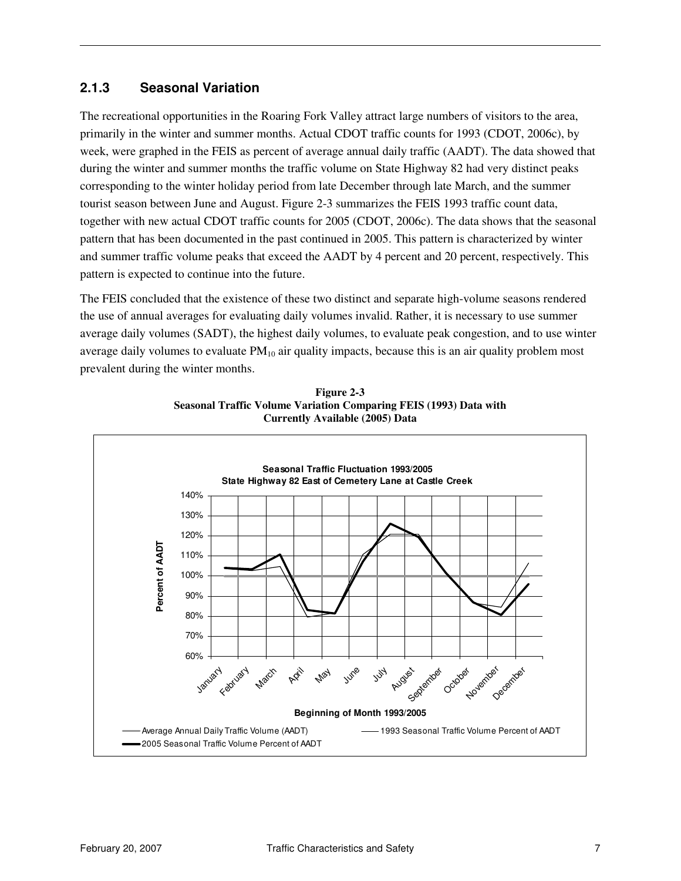### 2.1.3 Seasonal Variation

The recreational opportunities in the Roaring Fork Valley attract large numbers of visitors to the area, primarily in the winter and summer months. Actual CDOT traffic counts for 1993 (CDOT, 2006c), by week, were graphed in the FEIS as percent of average annual daily traffic (AADT). The data showed that during the winter and summer months the traffic volume on State Highway 82 had very distinct peaks corresponding to the winter holiday period from late December through late March, and the summer tourist season between June and August. Figure 2-3 summarizes the FEIS 1993 traffic count data, together with new actual CDOT traffic counts for 2005 (CDOT, 2006c). The data shows that the seasonal pattern that has been documented in the past continued in 2005. This pattern is characterized by winter and summer traffic volume peaks that exceed the AADT by 4 percent and 20 percent, respectively. This pattern is expected to continue into the future.

The FEIS concluded that the existence of these two distinct and separate high-volume seasons rendered the use of annual averages for evaluating daily volumes invalid. Rather, it is necessary to use summer average daily volumes (SADT), the highest daily volumes, to evaluate peak congestion, and to use winter average daily volumes to evaluate $PM_{10}$ air quality impacts, because this is an air quality problem most prevalent during the winter months.

**Figure 2-3**
**Seasonal Traffic Volume Variation Comparing FEIS (1993) Data with Currently Available (2005) Data**

Seasonal Traffic Fluctuation 1993/2005
State Highway 82 East of Cemetery Lane at Castle Creek

Percent of AADT

140%
130%
120%
110%
100%
90%
80%
70%
60%

January
February
March
April
May
June
July
August
September
October
November
December

Beginning of Month 1993/2005

Average Annual Daily Traffic Volume (AADT)
1993 Seasonal Traffic Volume Percent of AADT
2005 Seasonal Traffic Volume Percent of AADT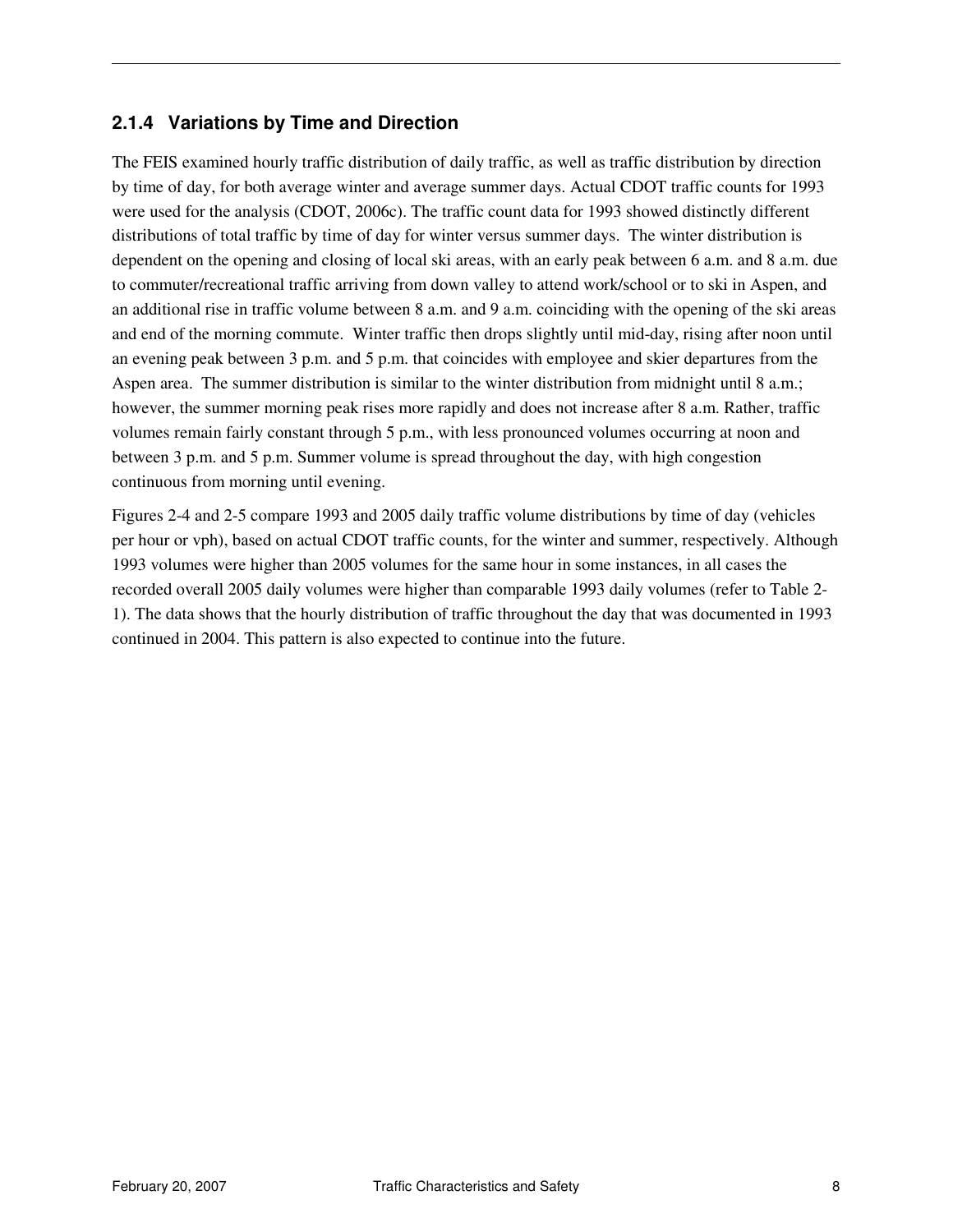### 2.1.4 Variations by Time and Direction

The FEIS examined hourly traffic distribution of daily traffic, as well as traffic distribution by direction by time of day, for both average winter and average summer days. Actual CDOT traffic counts for 1993 were used for the analysis (CDOT, 2006c). The traffic count data for 1993 showed distinctly different distributions of total traffic by time of day for winter versus summer days. The winter distribution is dependent on the opening and closing of local ski areas, with an early peak between 6 a.m. and 8 a.m. due to commuter/recreational traffic arriving from down valley to attend work/school or to ski in Aspen, and an additional rise in traffic volume between 8 a.m. and 9 a.m. coinciding with the opening of the ski areas and end of the morning commute. Winter traffic then drops slightly until mid-day, rising after noon until an evening peak between 3 p.m. and 5 p.m. that coincides with employee and skier departures from the Aspen area. The summer distribution is similar to the winter distribution from midnight until 8 a.m.; however, the summer morning peak rises more rapidly and does not increase after 8 a.m. Rather, traffic volumes remain fairly constant through 5 p.m., with less pronounced volumes occurring at noon and between 3 p.m. and 5 p.m. Summer volume is spread throughout the day, with high congestion continuous from morning until evening.

Figures 2-4 and 2-5 compare 1993 and 2005 daily traffic volume distributions by time of day (vehicles per hour or vph), based on actual CDOT traffic counts, for the winter and summer, respectively. Although 1993 volumes were higher than 2005 volumes for the same hour in some instances, in all cases the recorded overall 2005 daily volumes were higher than comparable 1993 daily volumes (refer to Table 2-1). The data shows that the hourly distribution of traffic throughout the day that was documented in 1993 continued in 2004. This pattern is also expected to continue into the future.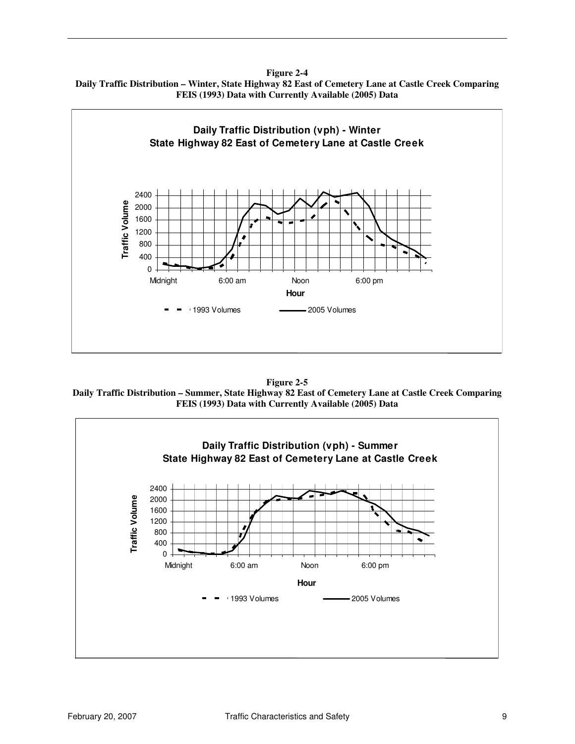**Figure 2-4**
**Daily Traffic Distribution – Winter, State Highway 82 East of Cemetery Lane at Castle Creek Comparing FEIS (1993) Data with Currently Available (2005) Data**

Daily Traffic Distribution (vph) - Winter
State Highway 82 East of Cemetery Lane at Castle Creek

Traffic Volume

2400
2000
1600
1200
800
400
0

Midnight
6:00 am
Noon
6:00 pm

Hour

1993 Volumes
2005 Volumes

**Figure 2-5**
**Daily Traffic Distribution – Summer, State Highway 82 East of Cemetery Lane at Castle Creek Comparing FEIS (1993) Data with Currently Available (2005) Data**

Daily Traffic Distribution (vph) - Summer
State Highway 82 East of Cemetery Lane at Castle Creek

Traffic Volume

2400
2000
1600
1200
800
400
0

Midnight
6:00 am
Noon
6:00 pm

Hour

1993 Volumes
2005 Volumes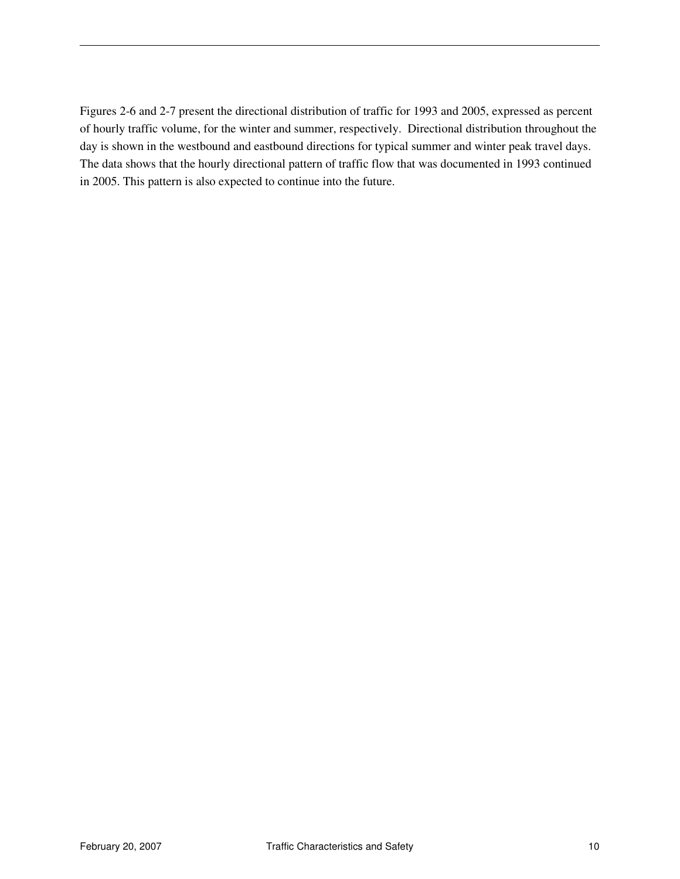Figures 2-6 and 2-7 present the directional distribution of traffic for 1993 and 2005, expressed as percent of hourly traffic volume, for the winter and summer, respectively. Directional distribution throughout the day is shown in the westbound and eastbound directions for typical summer and winter peak travel days. The data shows that the hourly directional pattern of traffic flow that was documented in 1993 continued in 2005. This pattern is also expected to continue into the future.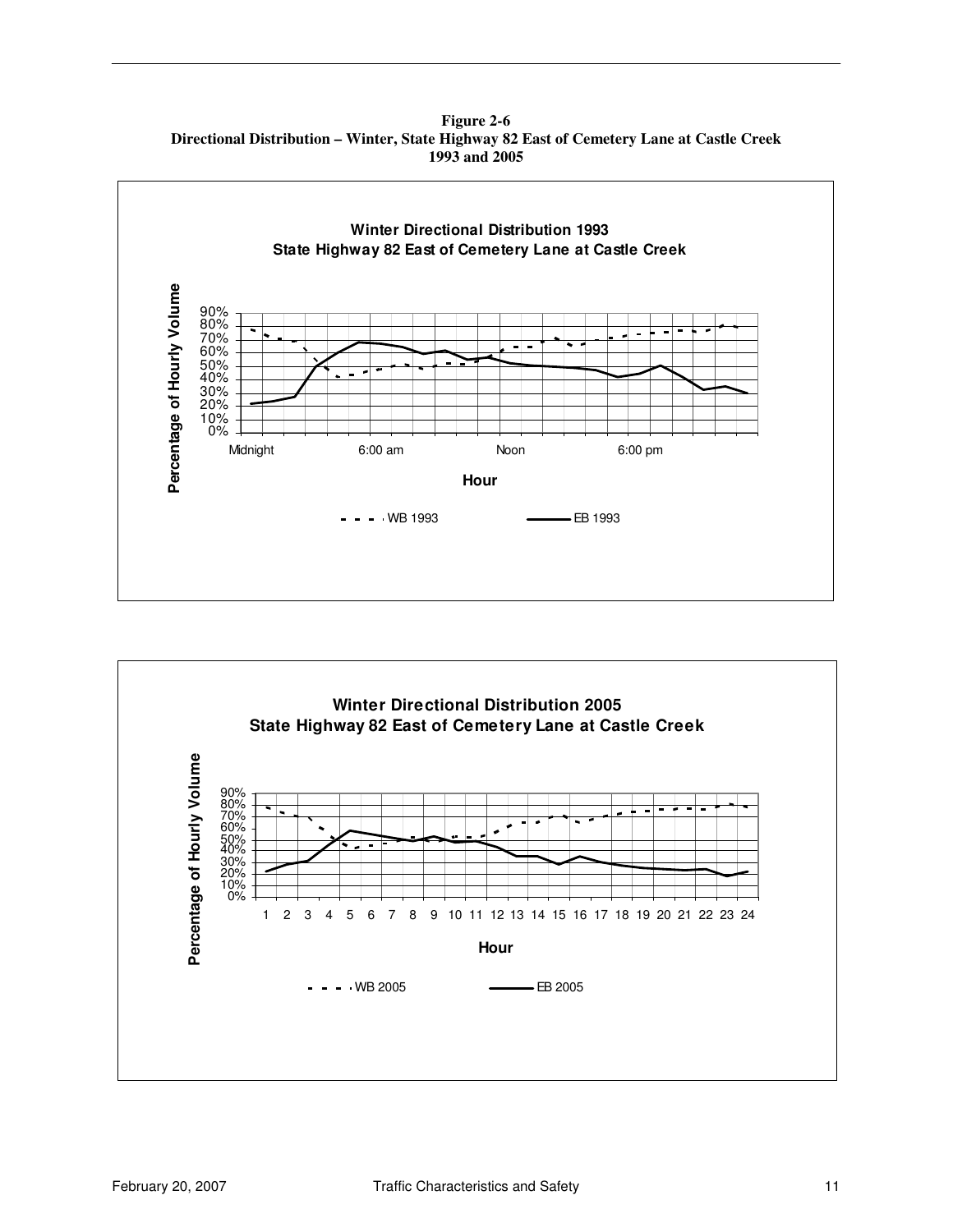**Figure 2-6**
**Directional Distribution – Winter, State Highway 82 East of Cemetery Lane at Castle Creek**
**1993 and 2005**

**Winter Directional Distribution 1993**
**State Highway 82 East of Cemetery Lane at Castle Creek**

Percentage of Hourly Volume

90%
80%
70%
60%
50%
40%
30%
20%
10%
0%

Midnight
6:00 am
Noon
6:00 pm

Hour

WB 1993
EB 1993

**Winter Directional Distribution 2005**
**State Highway 82 East of Cemetery Lane at Castle Creek**

Percentage of Hourly Volume

90%
80%
70%
60%
50%
40%
30%
20%
10%
0%

1 2 3 4 5 6 7 8 9 10 11 12 13 14 15 16 17 18 19 20 21 22 23 24

Hour

WB 2005
EB 2005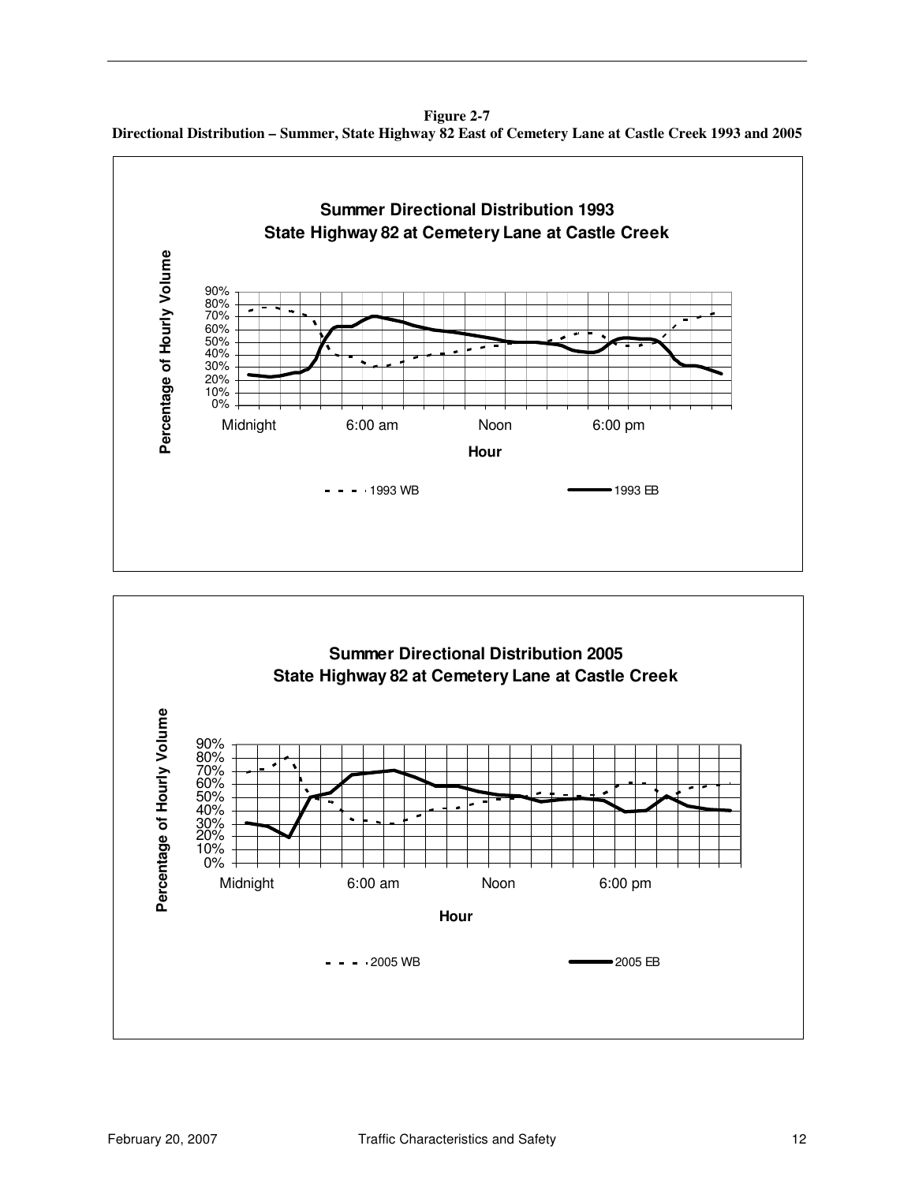**Figure 2-7**
**Directional Distribution – Summer, State Highway 82 East of Cemetery Lane at Castle Creek 1993 and 2005**

**Summer Directional Distribution 1993**
**State Highway 82 at Cemetery Lane at Castle Creek**

Percentage of Hourly Volume

90%
80%
70%
60%
50%
40%
30%
20%
10%
0%

Midnight
6:00 am
Noon
6:00 pm

Hour

1993 WB
1993 EB

**Summer Directional Distribution 2005**
**State Highway 82 at Cemetery Lane at Castle Creek**

Percentage of Hourly Volume

90%
80%
70%
60%
50%
40%
30%
20%
10%
0%

Midnight
6:00 am
Noon
6:00 pm

Hour

2005 WB
2005 EB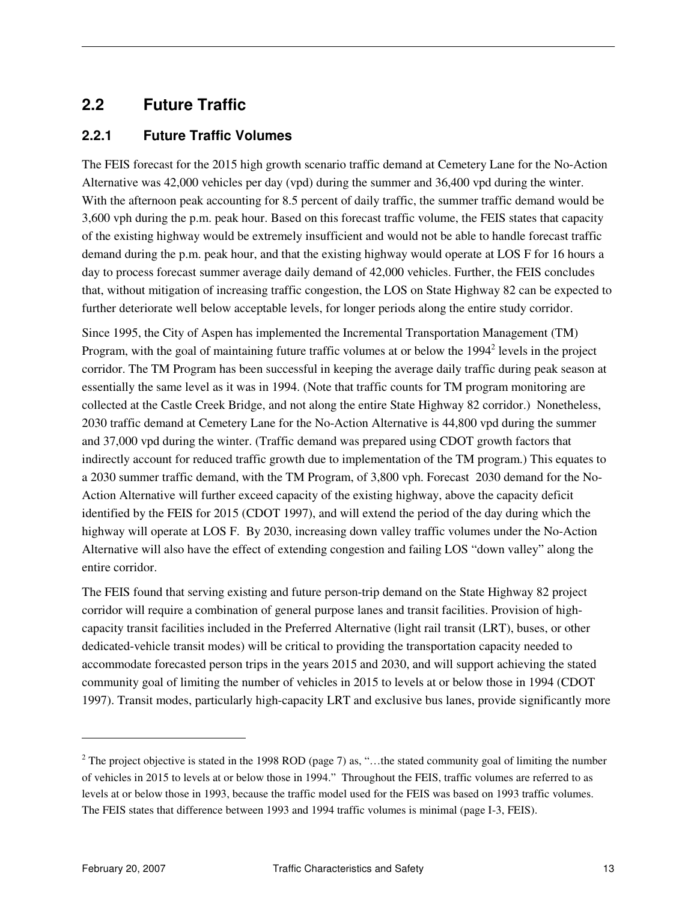## 2.2 Future Traffic

### 2.2.1 Future Traffic Volumes

The FEIS forecast for the 2015 high growth scenario traffic demand at Cemetery Lane for the No-Action Alternative was 42,000 vehicles per day (vpd) during the summer and 36,400 vpd during the winter. With the afternoon peak accounting for 8.5 percent of daily traffic, the summer traffic demand would be 3,600 vph during the p.m. peak hour. Based on this forecast traffic volume, the FEIS states that capacity of the existing highway would be extremely insufficient and would not be able to handle forecast traffic demand during the p.m. peak hour, and that the existing highway would operate at LOS F for 16 hours a day to process forecast summer average daily demand of 42,000 vehicles. Further, the FEIS concludes that, without mitigation of increasing traffic congestion, the LOS on State Highway 82 can be expected to further deteriorate well below acceptable levels, for longer periods along the entire study corridor.

Since 1995, the City of Aspen has implemented the Incremental Transportation Management (TM) Program, with the goal of maintaining future traffic volumes at or below the 1994[2] levels in the project corridor. The TM Program has been successful in keeping the average daily traffic during peak season at essentially the same level as it was in 1994. (Note that traffic counts for TM program monitoring are collected at the Castle Creek Bridge, and not along the entire State Highway 82 corridor.) Nonetheless, 2030 traffic demand at Cemetery Lane for the No-Action Alternative is 44,800 vpd during the summer and 37,000 vpd during the winter. (Traffic demand was prepared using CDOT growth factors that indirectly account for reduced traffic growth due to implementation of the TM program.) This equates to a 2030 summer traffic demand, with the TM Program, of 3,800 vph. Forecast 2030 demand for the No-Action Alternative will further exceed capacity of the existing highway, above the capacity deficit identified by the FEIS for 2015 (CDOT 1997), and will extend the period of the day during which the highway will operate at LOS F. By 2030, increasing down valley traffic volumes under the No-Action Alternative will also have the effect of extending congestion and failing LOS "down valley" along the entire corridor.

The FEIS found that serving existing and future person-trip demand on the State Highway 82 project corridor will require a combination of general purpose lanes and transit facilities. Provision of high-capacity transit facilities included in the Preferred Alternative (light rail transit (LRT), buses, or other dedicated-vehicle transit modes) will be critical to providing the transportation capacity needed to accommodate forecasted person trips in the years 2015 and 2030, and will support achieving the stated community goal of limiting the number of vehicles in 2015 to levels at or below those in 1994 (CDOT 1997). Transit modes, particularly high-capacity LRT and exclusive bus lanes, provide significantly more

[2] The project objective is stated in the 1998 ROD (page 7) as, "…the stated community goal of limiting the number of vehicles in 2015 to levels at or below those in 1994." Throughout the FEIS, traffic volumes are referred to as levels at or below those in 1993, because the traffic model used for the FEIS was based on 1993 traffic volumes. The FEIS states that difference between 1993 and 1994 traffic volumes is minimal (page I-3, FEIS).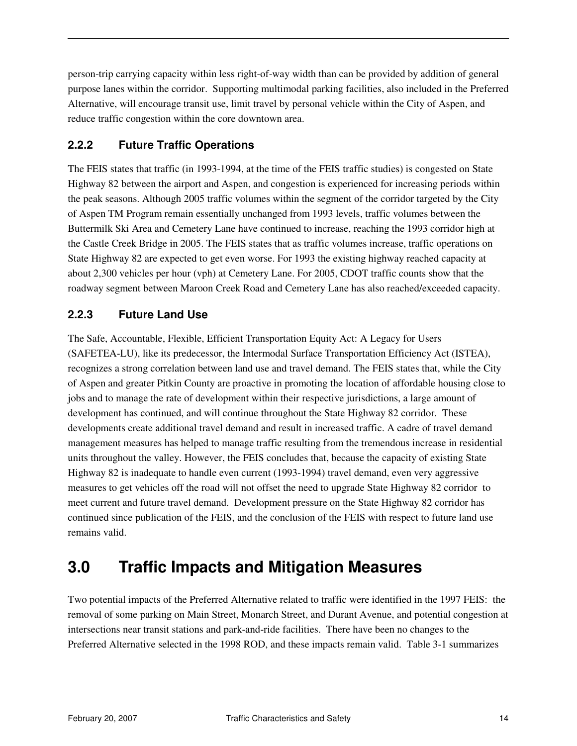person-trip carrying capacity within less right-of-way width than can be provided by addition of general purpose lanes within the corridor. Supporting multimodal parking facilities, also included in the Preferred Alternative, will encourage transit use, limit travel by personal vehicle within the City of Aspen, and reduce traffic congestion within the core downtown area.

### 2.2.2 Future Traffic Operations

The FEIS states that traffic (in 1993-1994, at the time of the FEIS traffic studies) is congested on State Highway 82 between the airport and Aspen, and congestion is experienced for increasing periods within the peak seasons. Although 2005 traffic volumes within the segment of the corridor targeted by the City of Aspen TM Program remain essentially unchanged from 1993 levels, traffic volumes between the Buttermilk Ski Area and Cemetery Lane have continued to increase, reaching the 1993 corridor high at the Castle Creek Bridge in 2005. The FEIS states that as traffic volumes increase, traffic operations on State Highway 82 are expected to get even worse. For 1993 the existing highway reached capacity at about 2,300 vehicles per hour (vph) at Cemetery Lane. For 2005, CDOT traffic counts show that the roadway segment between Maroon Creek Road and Cemetery Lane has also reached/exceeded capacity.

### 2.2.3 Future Land Use

The Safe, Accountable, Flexible, Efficient Transportation Equity Act: A Legacy for Users (SAFETEA-LU), like its predecessor, the Intermodal Surface Transportation Efficiency Act (ISTEA), recognizes a strong correlation between land use and travel demand. The FEIS states that, while the City of Aspen and greater Pitkin County are proactive in promoting the location of affordable housing close to jobs and to manage the rate of development within their respective jurisdictions, a large amount of development has continued, and will continue throughout the State Highway 82 corridor. These developments create additional travel demand and result in increased traffic. A cadre of travel demand management measures has helped to manage traffic resulting from the tremendous increase in residential units throughout the valley. However, the FEIS concludes that, because the capacity of existing State Highway 82 is inadequate to handle even current (1993-1994) travel demand, even very aggressive measures to get vehicles off the road will not offset the need to upgrade State Highway 82 corridor to meet current and future travel demand. Development pressure on the State Highway 82 corridor has continued since publication of the FEIS, and the conclusion of the FEIS with respect to future land use remains valid.

## 3.0 Traffic Impacts and Mitigation Measures

Two potential impacts of the Preferred Alternative related to traffic were identified in the 1997 FEIS: the removal of some parking on Main Street, Monarch Street, and Durant Avenue, and potential congestion at intersections near transit stations and park-and-ride facilities. There have been no changes to the Preferred Alternative selected in the 1998 ROD, and these impacts remain valid. Table 3-1 summarizes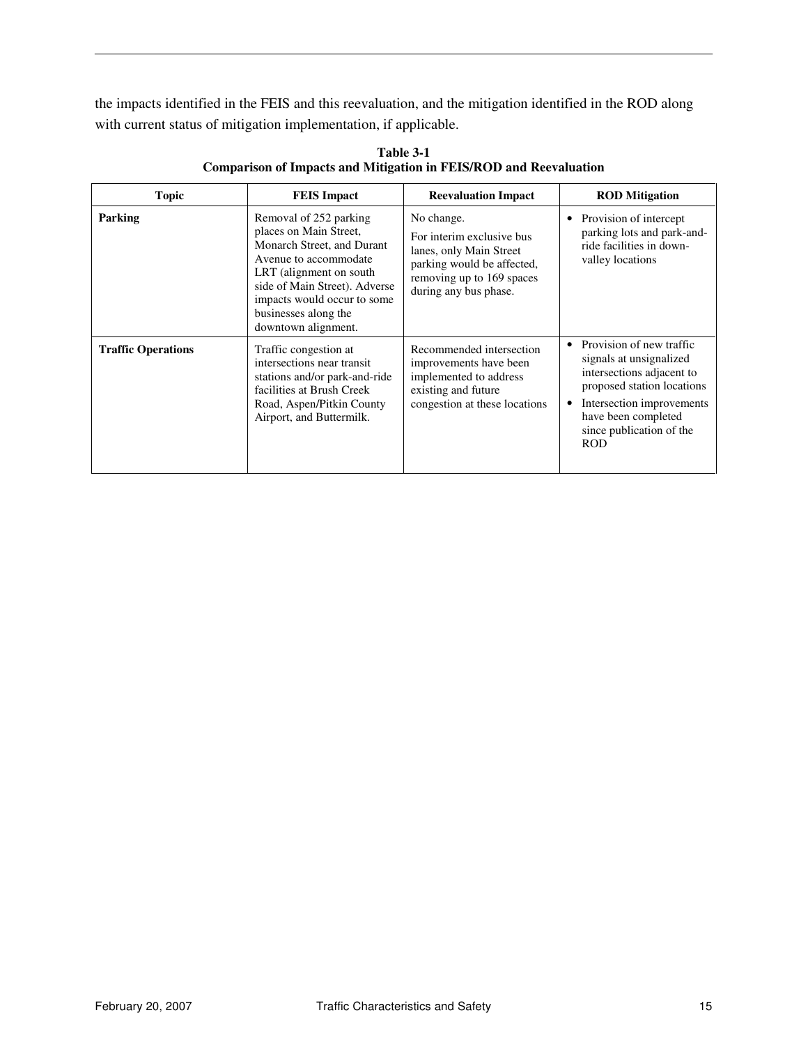the impacts identified in the FEIS and this reevaluation, and the mitigation identified in the ROD along with current status of mitigation implementation, if applicable.

**Table 3-1**
**Comparison of Impacts and Mitigation in FEIS/ROD and Reevaluation**

| Topic | FEIS Impact | Reevaluation Impact | ROD Mitigation |
|---|---|---|---|
| **Parking** | Removal of 252 parking places on Main Street, Monarch Street, and Durant Avenue to accommodate LRT (alignment on south side of Main Street). Adverse impacts would occur to some businesses along the downtown alignment. | No change.<br>For interim exclusive bus lanes, only Main Street parking would be affected, removing up to 169 spaces during any bus phase. | • Provision of intercept parking lots and park-and-ride facilities in down-valley locations |
| **Traffic Operations** | Traffic congestion at intersections near transit stations and/or park-and-ride facilities at Brush Creek Road, Aspen/Pitkin County Airport, and Buttermilk. | Recommended intersection improvements have been implemented to address existing and future congestion at these locations | • Provision of new traffic signals at unsignalized intersections adjacent to proposed station locations<br>• Intersection improvements have been completed since publication of the ROD |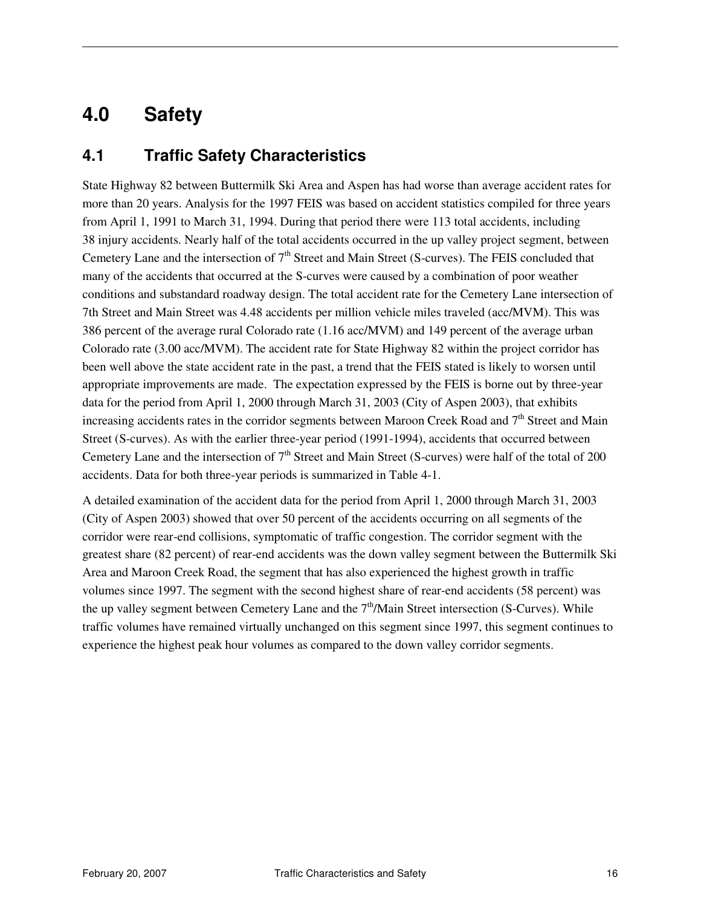# 4.0 Safety

## 4.1 Traffic Safety Characteristics

State Highway 82 between Buttermilk Ski Area and Aspen has had worse than average accident rates for more than 20 years. Analysis for the 1997 FEIS was based on accident statistics compiled for three years from April 1, 1991 to March 31, 1994. During that period there were 113 total accidents, including 38 injury accidents. Nearly half of the total accidents occurred in the up valley project segment, between Cemetery Lane and the intersection of 7th Street and Main Street (S-curves). The FEIS concluded that many of the accidents that occurred at the S-curves were caused by a combination of poor weather conditions and substandard roadway design. The total accident rate for the Cemetery Lane intersection of 7th Street and Main Street was 4.48 accidents per million vehicle miles traveled (acc/MVM). This was 386 percent of the average rural Colorado rate (1.16 acc/MVM) and 149 percent of the average urban Colorado rate (3.00 acc/MVM). The accident rate for State Highway 82 within the project corridor has been well above the state accident rate in the past, a trend that the FEIS stated is likely to worsen until appropriate improvements are made. The expectation expressed by the FEIS is borne out by three-year data for the period from April 1, 2000 through March 31, 2003 (City of Aspen 2003), that exhibits increasing accidents rates in the corridor segments between Maroon Creek Road and 7th Street and Main Street (S-curves). As with the earlier three-year period (1991-1994), accidents that occurred between Cemetery Lane and the intersection of 7th Street and Main Street (S-curves) were half of the total of 200 accidents. Data for both three-year periods is summarized in Table 4-1.

A detailed examination of the accident data for the period from April 1, 2000 through March 31, 2003 (City of Aspen 2003) showed that over 50 percent of the accidents occurring on all segments of the corridor were rear-end collisions, symptomatic of traffic congestion. The corridor segment with the greatest share (82 percent) of rear-end accidents was the down valley segment between the Buttermilk Ski Area and Maroon Creek Road, the segment that has also experienced the highest growth in traffic volumes since 1997. The segment with the second highest share of rear-end accidents (58 percent) was the up valley segment between Cemetery Lane and the 7th/Main Street intersection (S-Curves). While traffic volumes have remained virtually unchanged on this segment since 1997, this segment continues to experience the highest peak hour volumes as compared to the down valley corridor segments.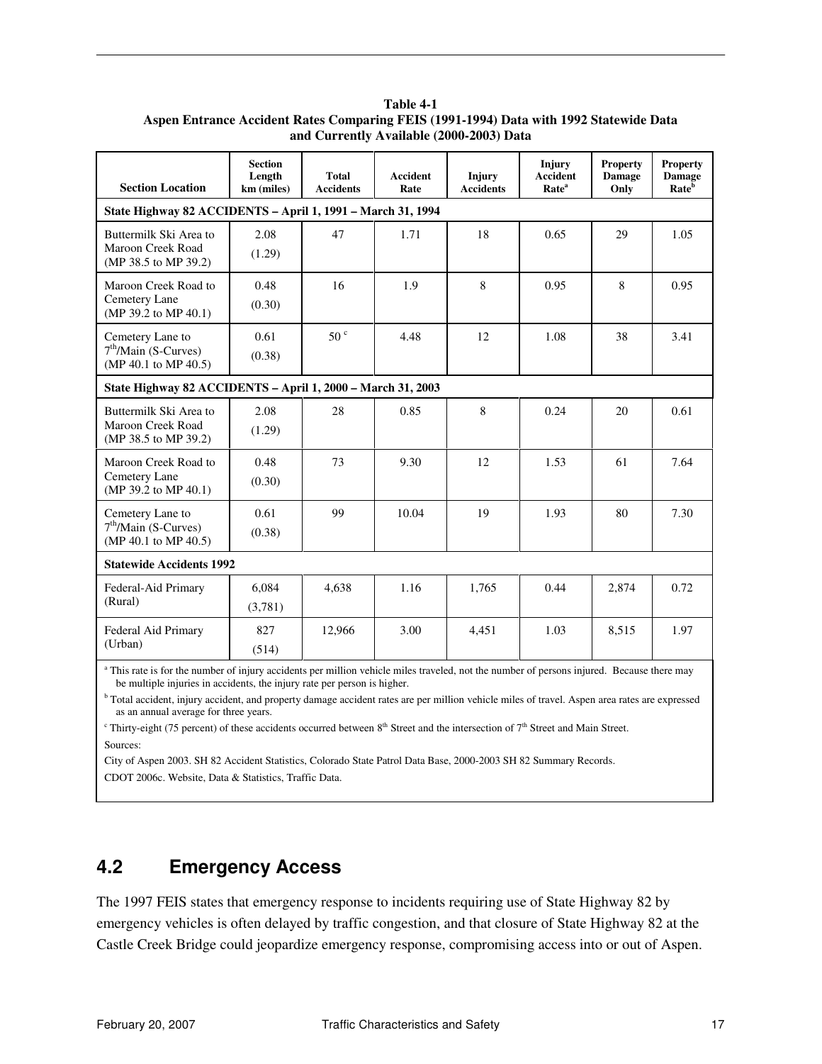**Table 4-1**
**Aspen Entrance Accident Rates Comparing FEIS (1991-1994) Data with 1992 Statewide Data and Currently Available (2000-2003) Data**

| Section Location | Section Length km (miles) | Total Accidents | Accident Rate | Injury Accidents | Injury Accident Rate[a] | Property Damage Only | Property Damage Rate[b] |
|---|---|---|---|---|---|---|---|
| **State Highway 82 ACCIDENTS – April 1, 1991 – March 31, 1994** | | | | | | | |
| Buttermilk Ski Area to Maroon Creek Road (MP 38.5 to MP 39.2) | 2.08 (1.29) | 47 | 1.71 | 18 | 0.65 | 29 | 1.05 |
| Maroon Creek Road to Cemetery Lane (MP 39.2 to MP 40.1) | 0.48 (0.30) | 16 | 1.9 | 8 | 0.95 | 8 | 0.95 |
| Cemetery Lane to 7th/Main (S-Curves) (MP 40.1 to MP 40.5) | 0.61 (0.38) | 50 [c] | 4.48 | 12 | 1.08 | 38 | 3.41 |
| **State Highway 82 ACCIDENTS – April 1, 2000 – March 31, 2003** | | | | | | | |
| Buttermilk Ski Area to Maroon Creek Road (MP 38.5 to MP 39.2) | 2.08 (1.29) | 28 | 0.85 | 8 | 0.24 | 20 | 0.61 |
| Maroon Creek Road to Cemetery Lane (MP 39.2 to MP 40.1) | 0.48 (0.30) | 73 | 9.30 | 12 | 1.53 | 61 | 7.64 |
| Cemetery Lane to 7th/Main (S-Curves) (MP 40.1 to MP 40.5) | 0.61 (0.38) | 99 | 10.04 | 19 | 1.93 | 80 | 7.30 |
| **Statewide Accidents 1992** | | | | | | | |
| Federal-Aid Primary (Rural) | 6,084 (3,781) | 4,638 | 1.16 | 1,765 | 0.44 | 2,874 | 0.72 |
| Federal Aid Primary (Urban) | 827 (514) | 12,966 | 3.00 | 4,451 | 1.03 | 8,515 | 1.97 |

[a] This rate is for the number of injury accidents per million vehicle miles traveled, not the number of persons injured. Because there may be multiple injuries in accidents, the injury rate per person is higher.

[b] Total accident, injury accident, and property damage accident rates are per million vehicle miles of travel. Aspen area rates are expressed as an annual average for three years.

[c] Thirty-eight (75 percent) of these accidents occurred between 8th Street and the intersection of 7th Street and Main Street.

Sources:

City of Aspen 2003. SH 82 Accident Statistics, Colorado State Patrol Data Base, 2000-2003 SH 82 Summary Records.

CDOT 2006c. Website, Data & Statistics, Traffic Data.

## 4.2 Emergency Access

The 1997 FEIS states that emergency response to incidents requiring use of State Highway 82 by emergency vehicles is often delayed by traffic congestion, and that closure of State Highway 82 at the Castle Creek Bridge could jeopardize emergency response, compromising access into or out of Aspen.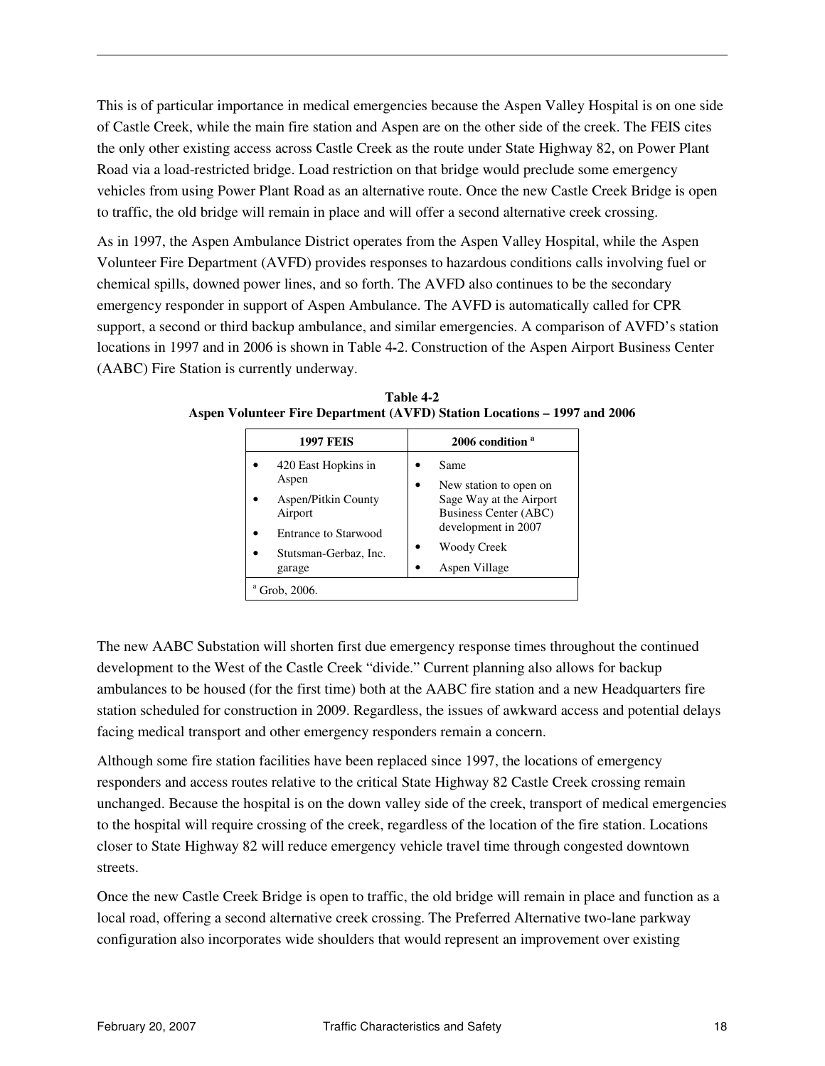This is of particular importance in medical emergencies because the Aspen Valley Hospital is on one side of Castle Creek, while the main fire station and Aspen are on the other side of the creek. The FEIS cites the only other existing access across Castle Creek as the route under State Highway 82, on Power Plant Road via a load-restricted bridge. Load restriction on that bridge would preclude some emergency vehicles from using Power Plant Road as an alternative route. Once the new Castle Creek Bridge is open to traffic, the old bridge will remain in place and will offer a second alternative creek crossing.

As in 1997, the Aspen Ambulance District operates from the Aspen Valley Hospital, while the Aspen Volunteer Fire Department (AVFD) provides responses to hazardous conditions calls involving fuel or chemical spills, downed power lines, and so forth. The AVFD also continues to be the secondary emergency responder in support of Aspen Ambulance. The AVFD is automatically called for CPR support, a second or third backup ambulance, and similar emergencies. A comparison of AVFD's station locations in 1997 and in 2006 is shown in Table 4-2. Construction of the Aspen Airport Business Center (AABC) Fire Station is currently underway.

**Table 4-2**
**Aspen Volunteer Fire Department (AVFD) Station Locations – 1997 and 2006**

| 1997 FEIS | 2006 condition [a] |
|---|---|
| • 420 East Hopkins in Aspen<br>• Aspen/Pitkin County Airport<br>• Entrance to Starwood<br>• Stutsman-Gerbaz, Inc. garage | • Same<br>• New station to open on Sage Way at the Airport Business Center (ABC) development in 2007<br>• Woody Creek<br>• Aspen Village |
| [a] Grob, 2006. | |

The new AABC Substation will shorten first due emergency response times throughout the continued development to the West of the Castle Creek "divide." Current planning also allows for backup ambulances to be housed (for the first time) both at the AABC fire station and a new Headquarters fire station scheduled for construction in 2009. Regardless, the issues of awkward access and potential delays facing medical transport and other emergency responders remain a concern.

Although some fire station facilities have been replaced since 1997, the locations of emergency responders and access routes relative to the critical State Highway 82 Castle Creek crossing remain unchanged. Because the hospital is on the down valley side of the creek, transport of medical emergencies to the hospital will require crossing of the creek, regardless of the location of the fire station. Locations closer to State Highway 82 will reduce emergency vehicle travel time through congested downtown streets.

Once the new Castle Creek Bridge is open to traffic, the old bridge will remain in place and function as a local road, offering a second alternative creek crossing. The Preferred Alternative two-lane parkway configuration also incorporates wide shoulders that would represent an improvement over existing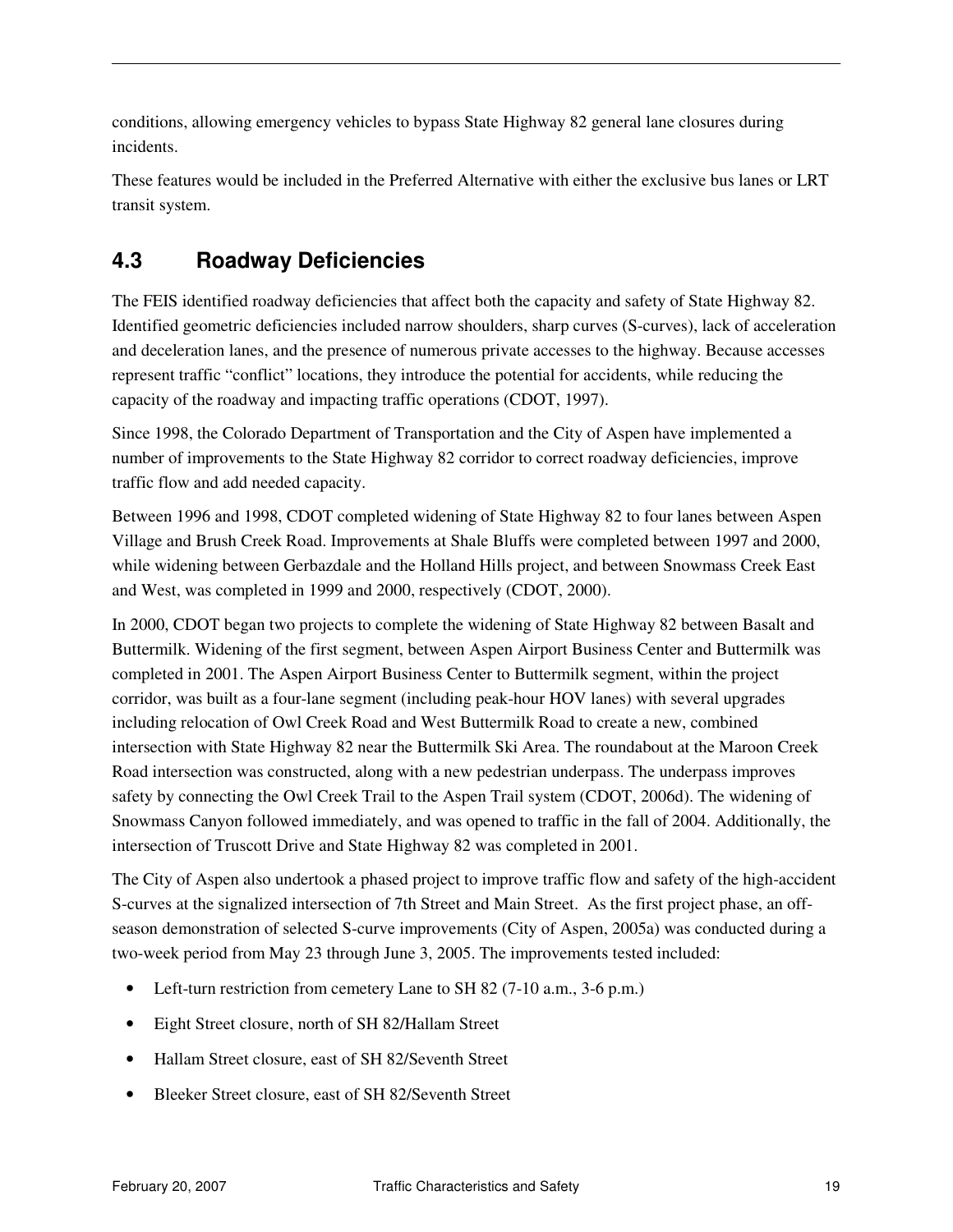conditions, allowing emergency vehicles to bypass State Highway 82 general lane closures during incidents.

These features would be included in the Preferred Alternative with either the exclusive bus lanes or LRT transit system.

## 4.3 Roadway Deficiencies

The FEIS identified roadway deficiencies that affect both the capacity and safety of State Highway 82. Identified geometric deficiencies included narrow shoulders, sharp curves (S-curves), lack of acceleration and deceleration lanes, and the presence of numerous private accesses to the highway. Because accesses represent traffic "conflict" locations, they introduce the potential for accidents, while reducing the capacity of the roadway and impacting traffic operations (CDOT, 1997).

Since 1998, the Colorado Department of Transportation and the City of Aspen have implemented a number of improvements to the State Highway 82 corridor to correct roadway deficiencies, improve traffic flow and add needed capacity.

Between 1996 and 1998, CDOT completed widening of State Highway 82 to four lanes between Aspen Village and Brush Creek Road. Improvements at Shale Bluffs were completed between 1997 and 2000, while widening between Gerbazdale and the Holland Hills project, and between Snowmass Creek East and West, was completed in 1999 and 2000, respectively (CDOT, 2000).

In 2000, CDOT began two projects to complete the widening of State Highway 82 between Basalt and Buttermilk. Widening of the first segment, between Aspen Airport Business Center and Buttermilk was completed in 2001. The Aspen Airport Business Center to Buttermilk segment, within the project corridor, was built as a four-lane segment (including peak-hour HOV lanes) with several upgrades including relocation of Owl Creek Road and West Buttermilk Road to create a new, combined intersection with State Highway 82 near the Buttermilk Ski Area. The roundabout at the Maroon Creek Road intersection was constructed, along with a new pedestrian underpass. The underpass improves safety by connecting the Owl Creek Trail to the Aspen Trail system (CDOT, 2006d). The widening of Snowmass Canyon followed immediately, and was opened to traffic in the fall of 2004. Additionally, the intersection of Truscott Drive and State Highway 82 was completed in 2001.

The City of Aspen also undertook a phased project to improve traffic flow and safety of the high-accident S-curves at the signalized intersection of 7th Street and Main Street. As the first project phase, an off-season demonstration of selected S-curve improvements (City of Aspen, 2005a) was conducted during a two-week period from May 23 through June 3, 2005. The improvements tested included:

- Left-turn restriction from cemetery Lane to SH 82 (7-10 a.m., 3-6 p.m.)
- Eight Street closure, north of SH 82/Hallam Street
- Hallam Street closure, east of SH 82/Seventh Street
- Bleeker Street closure, east of SH 82/Seventh Street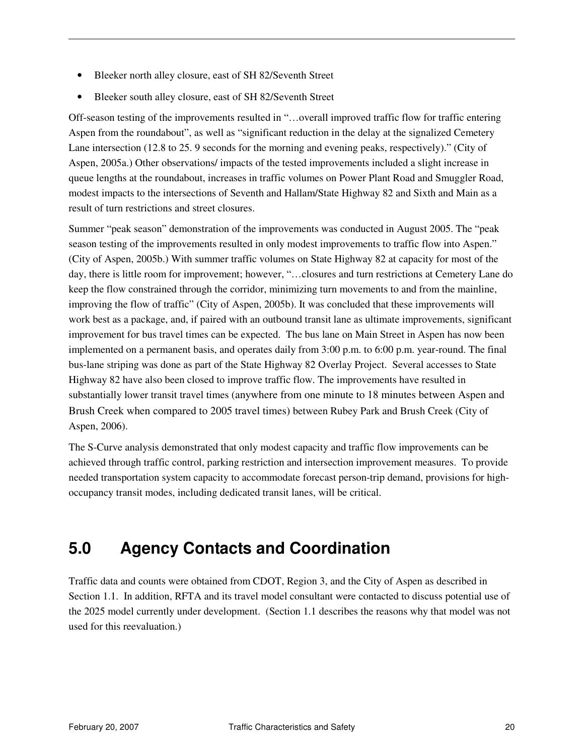- Bleeker north alley closure, east of SH 82/Seventh Street
- Bleeker south alley closure, east of SH 82/Seventh Street

Off-season testing of the improvements resulted in "…overall improved traffic flow for traffic entering Aspen from the roundabout", as well as "significant reduction in the delay at the signalized Cemetery Lane intersection (12.8 to 25. 9 seconds for the morning and evening peaks, respectively)." (City of Aspen, 2005a.) Other observations/ impacts of the tested improvements included a slight increase in queue lengths at the roundabout, increases in traffic volumes on Power Plant Road and Smuggler Road, modest impacts to the intersections of Seventh and Hallam/State Highway 82 and Sixth and Main as a result of turn restrictions and street closures.

Summer "peak season" demonstration of the improvements was conducted in August 2005. The "peak season testing of the improvements resulted in only modest improvements to traffic flow into Aspen." (City of Aspen, 2005b.) With summer traffic volumes on State Highway 82 at capacity for most of the day, there is little room for improvement; however, "…closures and turn restrictions at Cemetery Lane do keep the flow constrained through the corridor, minimizing turn movements to and from the mainline, improving the flow of traffic" (City of Aspen, 2005b). It was concluded that these improvements will work best as a package, and, if paired with an outbound transit lane as ultimate improvements, significant improvement for bus travel times can be expected. The bus lane on Main Street in Aspen has now been implemented on a permanent basis, and operates daily from 3:00 p.m. to 6:00 p.m. year-round. The final bus-lane striping was done as part of the State Highway 82 Overlay Project. Several accesses to State Highway 82 have also been closed to improve traffic flow. The improvements have resulted in substantially lower transit travel times (anywhere from one minute to 18 minutes between Aspen and Brush Creek when compared to 2005 travel times) between Rubey Park and Brush Creek (City of Aspen, 2006).

The S-Curve analysis demonstrated that only modest capacity and traffic flow improvements can be achieved through traffic control, parking restriction and intersection improvement measures. To provide needed transportation system capacity to accommodate forecast person-trip demand, provisions for high-occupancy transit modes, including dedicated transit lanes, will be critical.

# 5.0 Agency Contacts and Coordination

Traffic data and counts were obtained from CDOT, Region 3, and the City of Aspen as described in Section 1.1. In addition, RFTA and its travel model consultant were contacted to discuss potential use of the 2025 model currently under development. (Section 1.1 describes the reasons why that model was not used for this reevaluation.)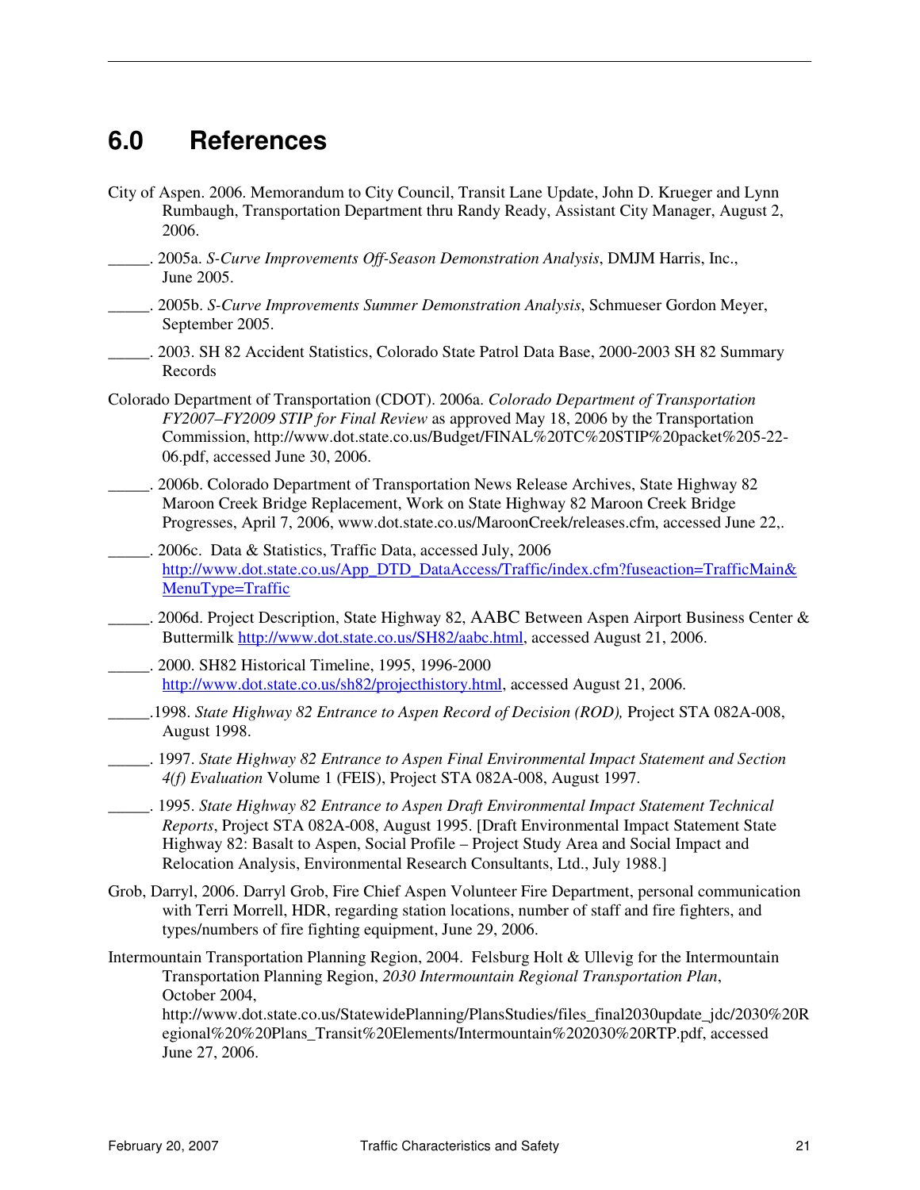# 6.0 References

City of Aspen. 2006. Memorandum to City Council, Transit Lane Update, John D. Krueger and Lynn Rumbaugh, Transportation Department thru Randy Ready, Assistant City Manager, August 2, 2006.

_____. 2005a. *S-Curve Improvements Off-Season Demonstration Analysis*, DMJM Harris, Inc., June 2005.

_____. 2005b. *S-Curve Improvements Summer Demonstration Analysis*, Schmueser Gordon Meyer, September 2005.

_____. 2003. SH 82 Accident Statistics, Colorado State Patrol Data Base, 2000-2003 SH 82 Summary Records

Colorado Department of Transportation (CDOT). 2006a. *Colorado Department of Transportation FY2007–FY2009 STIP for Final Review* as approved May 18, 2006 by the Transportation Commission, http://www.dot.state.co.us/Budget/FINAL%20TC%20STIP%20packet%205-22-06.pdf, accessed June 30, 2006.

_____. 2006b. Colorado Department of Transportation News Release Archives, State Highway 82 Maroon Creek Bridge Replacement, Work on State Highway 82 Maroon Creek Bridge Progresses, April 7, 2006, www.dot.state.co.us/MaroonCreek/releases.cfm, accessed June 22,.

_____. 2006c. Data & Statistics, Traffic Data, accessed July, 2006 http://www.dot.state.co.us/App_DTD_DataAccess/Traffic/index.cfm?fuseaction=TrafficMain&MenuType=Traffic

_____. 2006d. Project Description, State Highway 82, AABC Between Aspen Airport Business Center & Buttermilk http://www.dot.state.co.us/SH82/aabc.html, accessed August 21, 2006.

_____. 2000. SH82 Historical Timeline, 1995, 1996-2000 http://www.dot.state.co.us/sh82/projecthistory.html, accessed August 21, 2006.

_____.1998. *State Highway 82 Entrance to Aspen Record of Decision (ROD),* Project STA 082A-008, August 1998.

_____. 1997. *State Highway 82 Entrance to Aspen Final Environmental Impact Statement and Section 4(f) Evaluation* Volume 1 (FEIS), Project STA 082A-008, August 1997.

_____. 1995. *State Highway 82 Entrance to Aspen Draft Environmental Impact Statement Technical Reports*, Project STA 082A-008, August 1995. [Draft Environmental Impact Statement State Highway 82: Basalt to Aspen, Social Profile – Project Study Area and Social Impact and Relocation Analysis, Environmental Research Consultants, Ltd., July 1988.]

Grob, Darryl, 2006. Darryl Grob, Fire Chief Aspen Volunteer Fire Department, personal communication with Terri Morrell, HDR, regarding station locations, number of staff and fire fighters, and types/numbers of fire fighting equipment, June 29, 2006.

Intermountain Transportation Planning Region, 2004. Felsburg Holt & Ullevig for the Intermountain Transportation Planning Region, *2030 Intermountain Regional Transportation Plan*, October 2004, http://www.dot.state.co.us/StatewidePlanning/PlansStudies/files_final2030update_jdc/2030%20Regional%20%20Plans_Transit%20Elements/Intermountain%202030%20RTP.pdf, accessed June 27, 2006.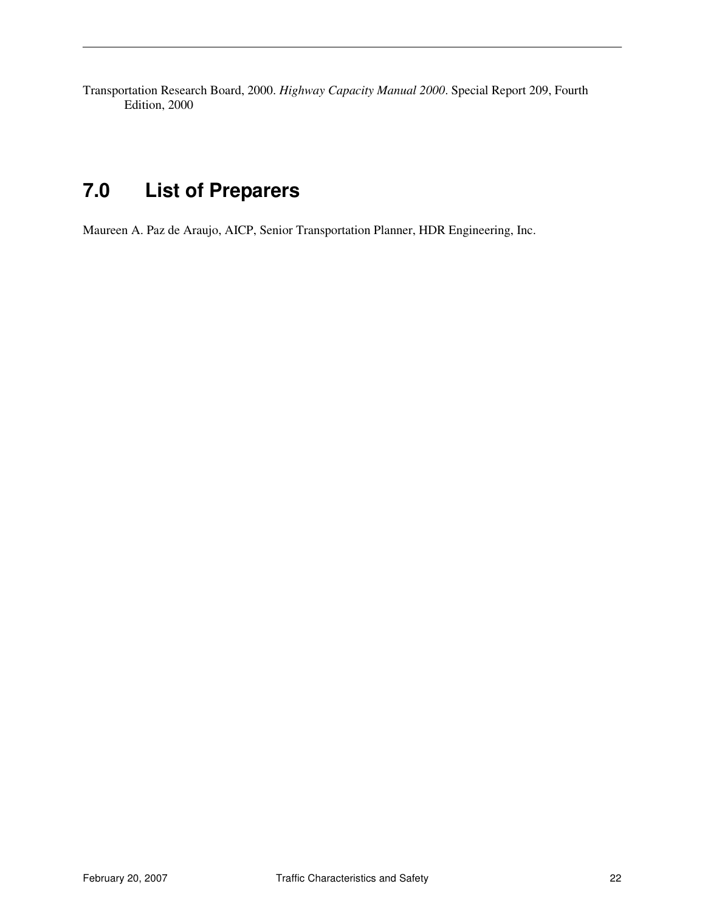Transportation Research Board, 2000. *Highway Capacity Manual 2000*. Special Report 209, Fourth Edition, 2000

# 7.0 List of Preparers

Maureen A. Paz de Araujo, AICP, Senior Transportation Planner, HDR Engineering, Inc.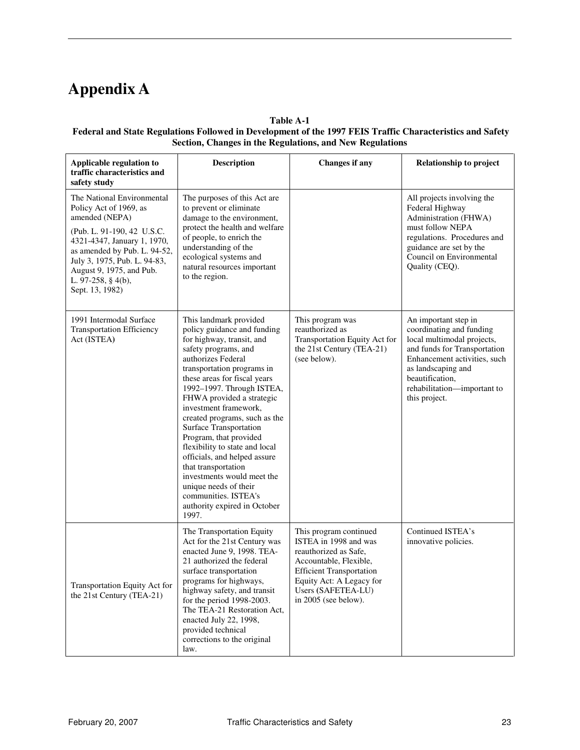# Appendix A

**Table A-1**
**Federal and State Regulations Followed in Development of the 1997 FEIS Traffic Characteristics and Safety Section, Changes in the Regulations, and New Regulations**

| Applicable regulation to traffic characteristics and safety study | Description | Changes if any | Relationship to project |
|---|---|---|---|
| The National Environmental Policy Act of 1969, as amended (NEPA)<br><br>(Pub. L. 91-190, 42 U.S.C. 4321-4347, January 1, 1970, as amended by Pub. L. 94-52, July 3, 1975, Pub. L. 94-83, August 9, 1975, and Pub. L. 97-258, § 4(b), Sept. 13, 1982) | The purposes of this Act are to prevent or eliminate damage to the environment, protect the health and welfare of people, to enrich the understanding of the ecological systems and natural resources important to the region. | | All projects involving the Federal Highway Administration (FHWA) must follow NEPA regulations. Procedures and guidance are set by the Council on Environmental Quality (CEQ). |
| 1991 Intermodal Surface Transportation Efficiency Act (ISTEA) | This landmark provided policy guidance and funding for highway, transit, and safety programs, and authorizes Federal transportation programs in these areas for fiscal years 1992–1997. Through ISTEA, FHWA provided a strategic investment framework, created programs, such as the Surface Transportation Program, that provided flexibility to state and local officials, and helped assure that transportation investments would meet the unique needs of their communities. ISTEA's authority expired in October 1997. | This program was reauthorized as Transportation Equity Act for the 21st Century (TEA-21) (see below). | An important step in coordinating and funding local multimodal projects, and funds for Transportation Enhancement activities, such as landscaping and beautification, rehabilitation—important to this project. |
| Transportation Equity Act for the 21st Century (TEA-21) | The Transportation Equity Act for the 21st Century was enacted June 9, 1998. TEA-21 authorized the federal surface transportation programs for highways, highway safety, and transit for the period 1998-2003. The TEA-21 Restoration Act, enacted July 22, 1998, provided technical corrections to the original law. | This program continued ISTEA in 1998 and was reauthorized as Safe, Accountable, Flexible, Efficient Transportation Equity Act: A Legacy for Users (SAFETEA-LU) in 2005 (see below). | Continued ISTEA's innovative policies. |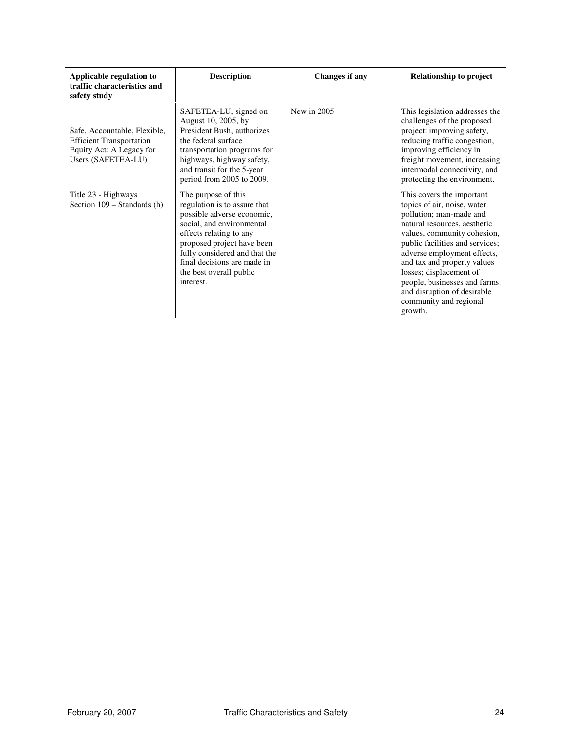| Applicable regulation to traffic characteristics and safety study | Description | Changes if any | Relationship to project |
|---|---|---|---|
| Safe, Accountable, Flexible, Efficient Transportation Equity Act: A Legacy for Users (SAFETEA-LU) | SAFETEA-LU, signed on August 10, 2005, by President Bush, authorizes the federal surface transportation programs for highways, highway safety, and transit for the 5-year period from 2005 to 2009. | New in 2005 | This legislation addresses the challenges of the proposed project: improving safety, reducing traffic congestion, improving efficiency in freight movement, increasing intermodal connectivity, and protecting the environment. |
| Title 23 - Highways Section 109 – Standards (h) | The purpose of this regulation is to assure that possible adverse economic, social, and environmental effects relating to any proposed project have been fully considered and that the final decisions are made in the best overall public interest. | | This covers the important topics of air, noise, water pollution; man-made and natural resources, aesthetic values, community cohesion, public facilities and services; adverse employment effects, and tax and property values losses; displacement of people, businesses and farms; and disruption of desirable community and regional growth. |